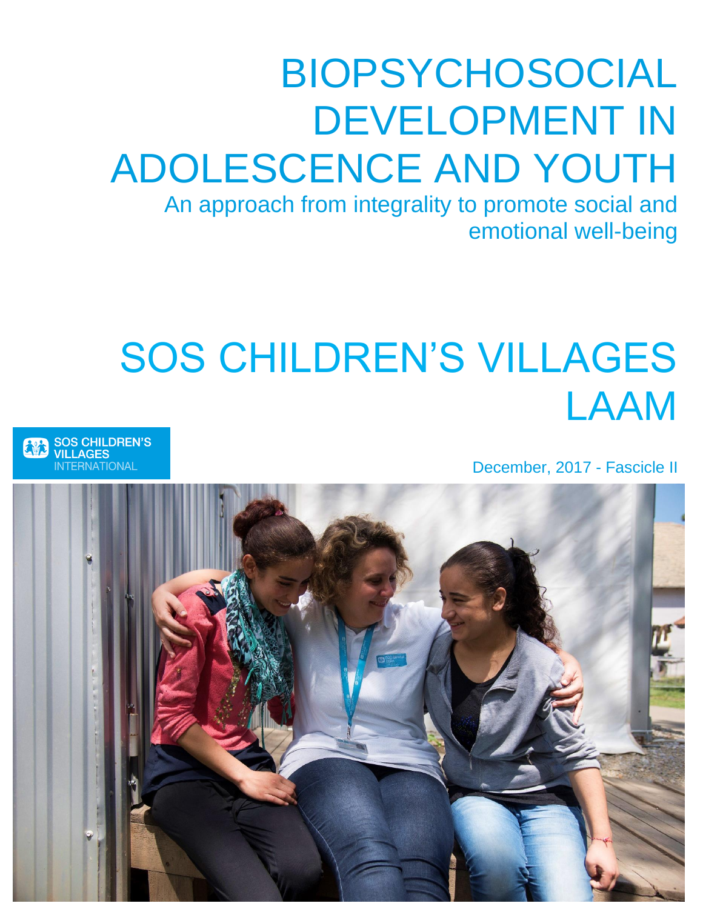# BIOPSYCHOSOCIAL DEVELOPMENT IN ADOLESCENCE AND YOUTH

An approach from integrality to promote social and emotional well-being

# SOS CHILDREN'S VILLAGES LAAM

SOS CHILDREN'S VILLAGES INTERNATIONAL

December, 2017 - Fascicle II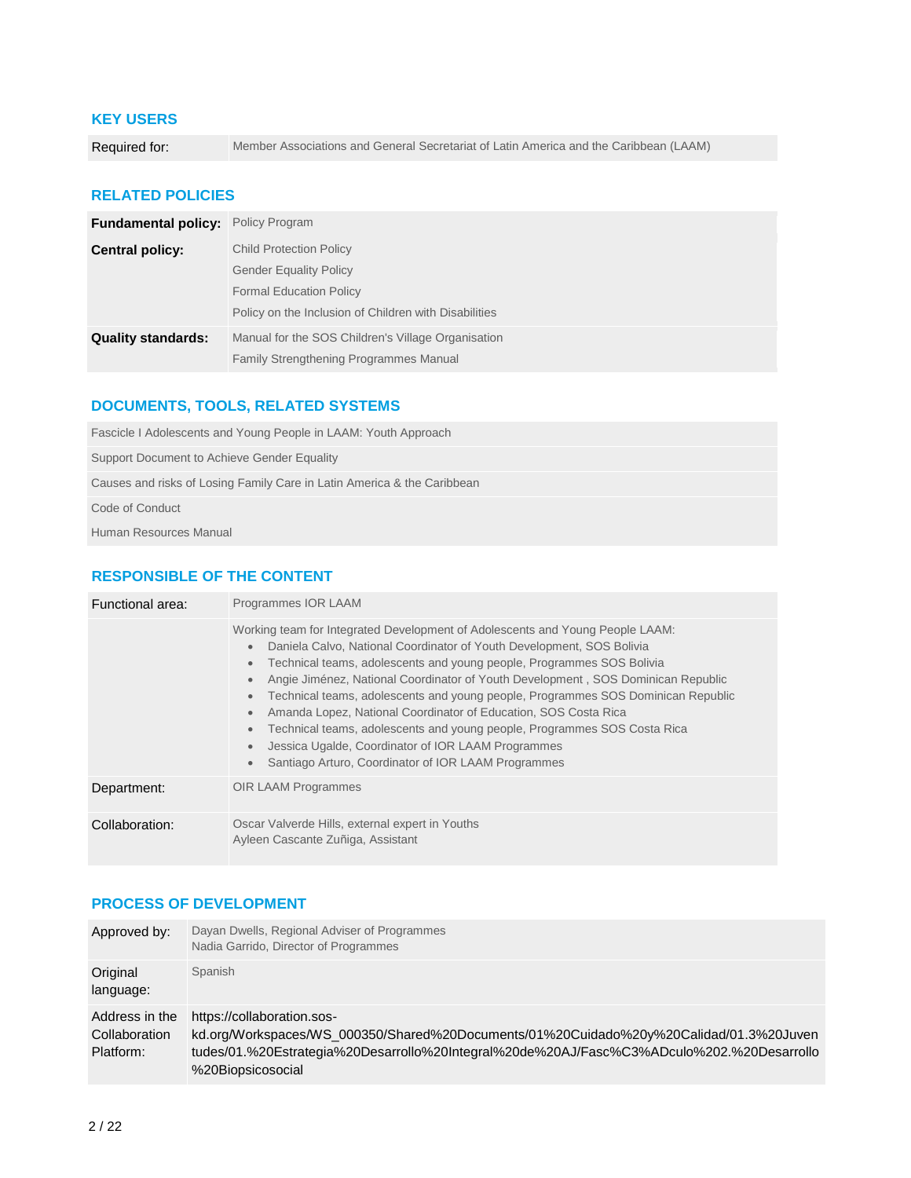## KEY USERS

| Required for: | Member Associations and General Secretariat of Latin America and the Caribbean (LAAM) |
|---|---|

## RELATED POLICIES

| | |
|---|---|
| **Fundamental policy:** | Policy Program |
| **Central policy:** | Child Protection Policy<br>Gender Equality Policy<br>Formal Education Policy<br>Policy on the Inclusion of Children with Disabilities |
| **Quality standards:** | Manual for the SOS Children's Village Organisation<br>Family Strengthening Programmes Manual |

## DOCUMENTS, TOOLS, RELATED SYSTEMS

| |
|---|
| Fascicle I Adolescents and Young People in LAAM: Youth Approach |
| Support Document to Achieve Gender Equality |
| Causes and risks of Losing Family Care in Latin America & the Caribbean |
| Code of Conduct |
| Human Resources Manual |

## RESPONSIBLE OF THE CONTENT

| | |
|---|---|
| Functional area: | Programmes IOR LAAM |
| | Working team for Integrated Development of Adolescents and Young People LAAM:<br>• Daniela Calvo, National Coordinator of Youth Development, SOS Bolivia<br>• Technical teams, adolescents and young people, Programmes SOS Bolivia<br>• Angie Jiménez, National Coordinator of Youth Development , SOS Dominican Republic<br>• Technical teams, adolescents and young people, Programmes SOS Dominican Republic<br>• Amanda Lopez, National Coordinator of Education, SOS Costa Rica<br>• Technical teams, adolescents and young people, Programmes SOS Costa Rica<br>• Jessica Ugalde, Coordinator of IOR LAAM Programmes<br>• Santiago Arturo, Coordinator of IOR LAAM Programmes |
| Department: | OIR LAAM Programmes |
| Collaboration: | Oscar Valverde Hills, external expert in Youths<br>Ayleen Cascante Zuñiga, Assistant |

## PROCESS OF DEVELOPMENT

| | |
|---|---|
| Approved by: | Dayan Dwells, Regional Adviser of Programmes<br>Nadia Garrido, Director of Programmes |
| Original language: | Spanish |
| Address in the Collaboration Platform: | https://collaboration.sos-kd.org/Workspaces/WS_000350/Shared%20Documents/01%20Cuidado%20y%20Calidad/01.3%20Juventudes/01.%20Estrategia%20Desarrollo%20Integral%20de%20AJ/Fasc%C3%ADculo%202.%20Desarrollo%20Biopsicosocial |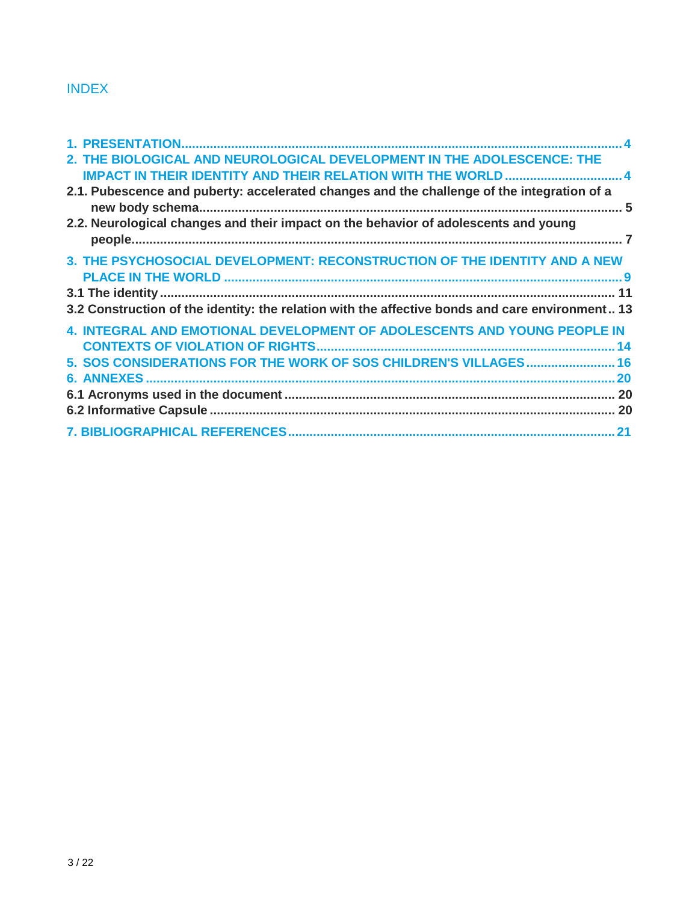## INDEX

1. PRESENTATION.......................................................................................................................... 4
2. THE BIOLOGICAL AND NEUROLOGICAL DEVELOPMENT IN THE ADOLESCENCE: THE IMPACT IN THEIR IDENTITY AND THEIR RELATION WITH THE WORLD ................................ 4

2.1. Pubescence and puberty: accelerated changes and the challenge of the integration of a new body schema.................................................................................................................. 5

2.2. Neurological changes and their impact on the behavior of adolescents and young people........................................................................................................................................ 7

3. THE PSYCHOSOCIAL DEVELOPMENT: RECONSTRUCTION OF THE IDENTITY AND A NEW PLACE IN THE WORLD ............................................................................................................ 9

3.1 The identity ............................................................................................................................ 11

3.2 Construction of the identity: the relation with the affective bonds and care environment .. 13

4. INTEGRAL AND EMOTIONAL DEVELOPMENT OF ADOLESCENTS AND YOUNG PEOPLE IN CONTEXTS OF VIOLATION OF RIGHTS.................................................................................. 14
5. SOS CONSIDERATIONS FOR THE WORK OF SOS CHILDREN'S VILLAGES........................ 16
6. ANNEXES ................................................................................................................................. 20

6.1 Acronyms used in the document .......................................................................................... 20

6.2 Informative Capsule ............................................................................................................... 20

7. BIBLIOGRAPHICAL REFERENCES.......................................................................................... 21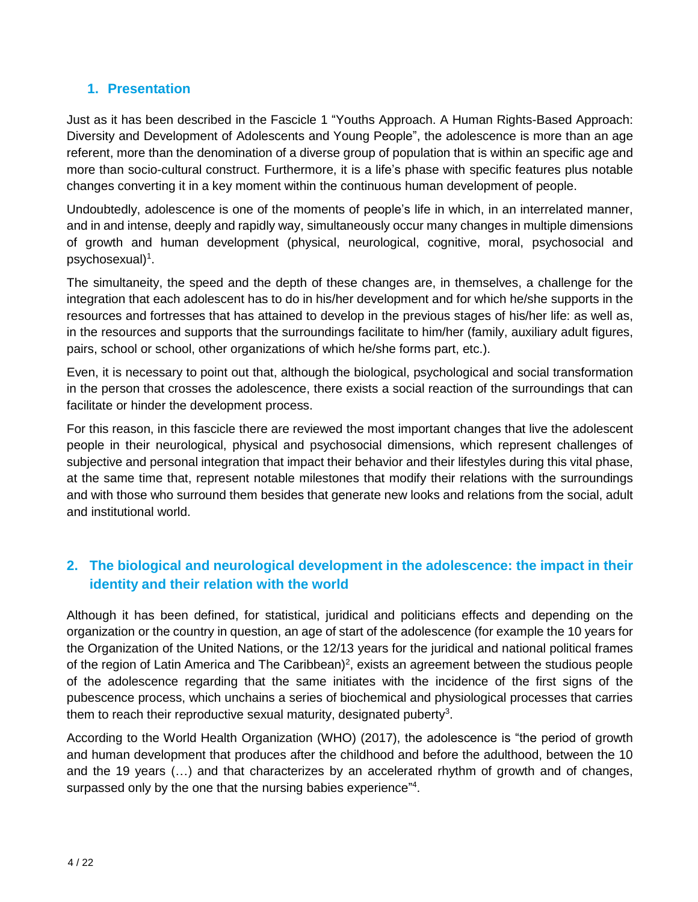## 1. Presentation

Just as it has been described in the Fascicle 1 "Youths Approach. A Human Rights-Based Approach: Diversity and Development of Adolescents and Young People", the adolescence is more than an age referent, more than the denomination of a diverse group of population that is within an specific age and more than socio-cultural construct. Furthermore, it is a life's phase with specific features plus notable changes converting it in a key moment within the continuous human development of people.

Undoubtedly, adolescence is one of the moments of people's life in which, in an interrelated manner, and in and intense, deeply and rapidly way, simultaneously occur many changes in multiple dimensions of growth and human development (physical, neurological, cognitive, moral, psychosocial and psychosexual)[1].

The simultaneity, the speed and the depth of these changes are, in themselves, a challenge for the integration that each adolescent has to do in his/her development and for which he/she supports in the resources and fortresses that has attained to develop in the previous stages of his/her life: as well as, in the resources and supports that the surroundings facilitate to him/her (family, auxiliary adult figures, pairs, school or school, other organizations of which he/she forms part, etc.).

Even, it is necessary to point out that, although the biological, psychological and social transformation in the person that crosses the adolescence, there exists a social reaction of the surroundings that can facilitate or hinder the development process.

For this reason, in this fascicle there are reviewed the most important changes that live the adolescent people in their neurological, physical and psychosocial dimensions, which represent challenges of subjective and personal integration that impact their behavior and their lifestyles during this vital phase, at the same time that, represent notable milestones that modify their relations with the surroundings and with those who surround them besides that generate new looks and relations from the social, adult and institutional world.

## 2. The biological and neurological development in the adolescence: the impact in their identity and their relation with the world

Although it has been defined, for statistical, juridical and politicians effects and depending on the organization or the country in question, an age of start of the adolescence (for example the 10 years for the Organization of the United Nations, or the 12/13 years for the juridical and national political frames of the region of Latin America and The Caribbean)[2], exists an agreement between the studious people of the adolescence regarding that the same initiates with the incidence of the first signs of the pubescence process, which unchains a series of biochemical and physiological processes that carries them to reach their reproductive sexual maturity, designated puberty[3].

According to the World Health Organization (WHO) (2017), the adolescence is "the period of growth and human development that produces after the childhood and before the adulthood, between the 10 and the 19 years (…) and that characterizes by an accelerated rhythm of growth and of changes, surpassed only by the one that the nursing babies experience"[4].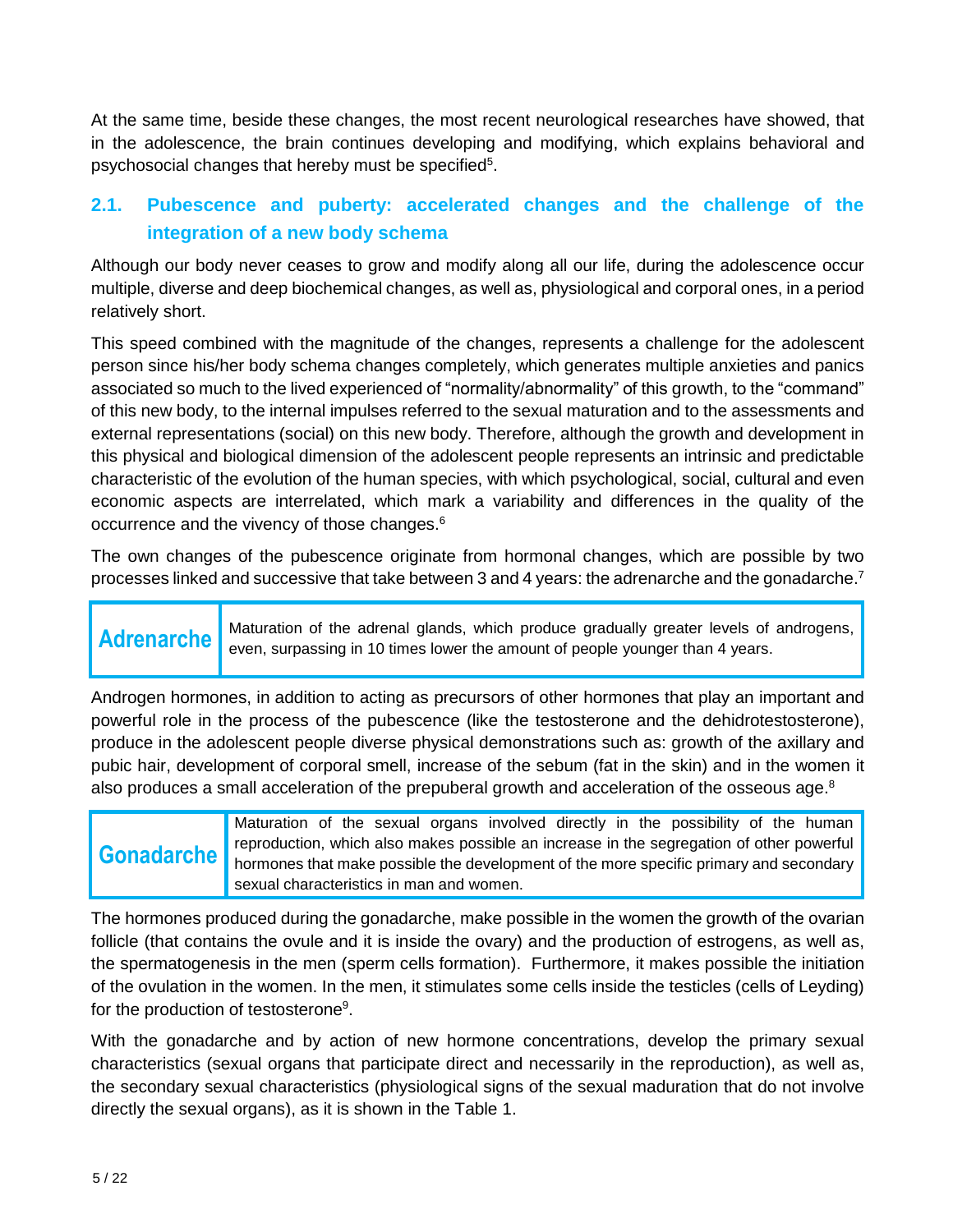At the same time, beside these changes, the most recent neurological researches have showed, that in the adolescence, the brain continues developing and modifying, which explains behavioral and psychosocial changes that hereby must be specified[5].

## 2.1. Pubescence and puberty: accelerated changes and the challenge of the integration of a new body schema

Although our body never ceases to grow and modify along all our life, during the adolescence occur multiple, diverse and deep biochemical changes, as well as, physiological and corporal ones, in a period relatively short.

This speed combined with the magnitude of the changes, represents a challenge for the adolescent person since his/her body schema changes completely, which generates multiple anxieties and panics associated so much to the lived experienced of "normality/abnormality" of this growth, to the "command" of this new body, to the internal impulses referred to the sexual maturation and to the assessments and external representations (social) on this new body. Therefore, although the growth and development in this physical and biological dimension of the adolescent people represents an intrinsic and predictable characteristic of the evolution of the human species, with which psychological, social, cultural and even economic aspects are interrelated, which mark a variability and differences in the quality of the occurrence and the vivency of those changes.[6]

The own changes of the pubescence originate from hormonal changes, which are possible by two processes linked and successive that take between 3 and 4 years: the adrenarche and the gonadarche.[7]

| **Adrenarche** | Maturation of the adrenal glands, which produce gradually greater levels of androgens, even, surpassing in 10 times lower the amount of people younger than 4 years. |
|---|---|

Androgen hormones, in addition to acting as precursors of other hormones that play an important and powerful role in the process of the pubescence (like the testosterone and the dehidrotestosterone), produce in the adolescent people diverse physical demonstrations such as: growth of the axillary and pubic hair, development of corporal smell, increase of the sebum (fat in the skin) and in the women it also produces a small acceleration of the prepuberal growth and acceleration of the osseous age.[8]

| **Gonadarche** | Maturation of the sexual organs involved directly in the possibility of the human reproduction, which also makes possible an increase in the segregation of other powerful hormones that make possible the development of the more specific primary and secondary sexual characteristics in man and women. |
|---|---|

The hormones produced during the gonadarche, make possible in the women the growth of the ovarian follicle (that contains the ovule and it is inside the ovary) and the production of estrogens, as well as, the spermatogenesis in the men (sperm cells formation). Furthermore, it makes possible the initiation of the ovulation in the women. In the men, it stimulates some cells inside the testicles (cells of Leyding) for the production of testosterone[9].

With the gonadarche and by action of new hormone concentrations, develop the primary sexual characteristics (sexual organs that participate direct and necessarily in the reproduction), as well as, the secondary sexual characteristics (physiological signs of the sexual maduration that do not involve directly the sexual organs), as it is shown in the Table 1.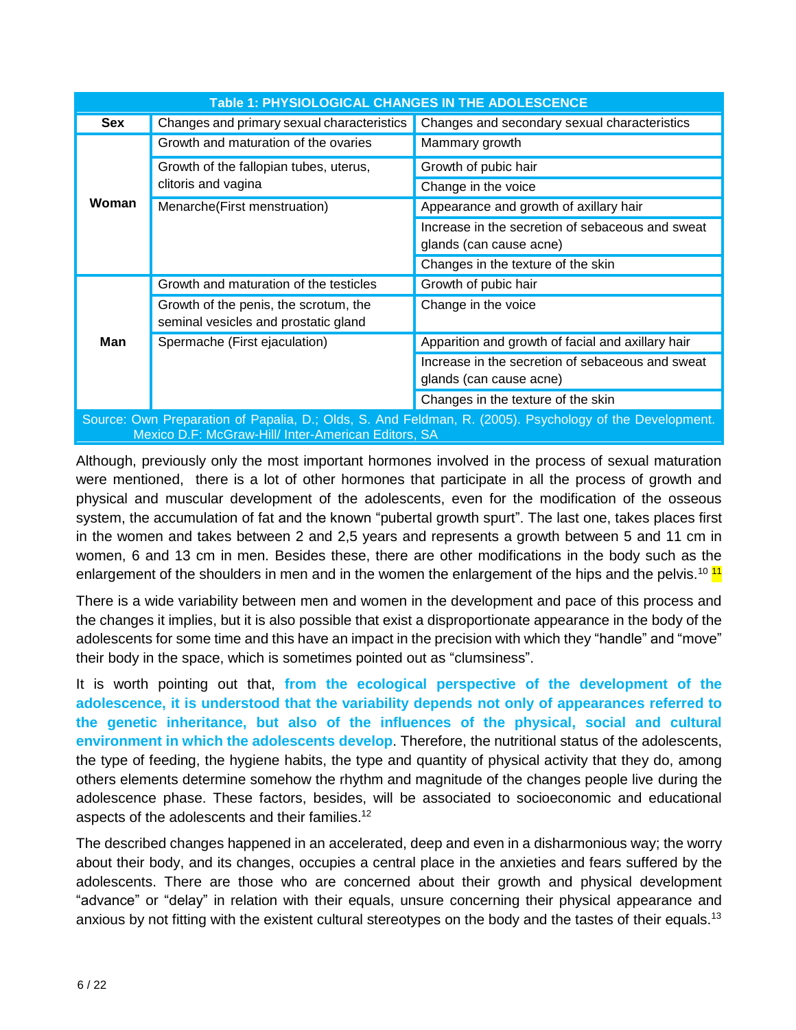**Table 1: PHYSIOLOGICAL CHANGES IN THE ADOLESCENCE**

| Sex | Changes and primary sexual characteristics | Changes and secondary sexual characteristics |
|---|---|---|
| Woman | Growth and maturation of the ovaries | Mammary growth |
| | Growth of the fallopian tubes, uterus, clitoris and vagina | Growth of pubic hair |
| | | Change in the voice |
| | Menarche(First menstruation) | Appearance and growth of axillary hair |
| | | Increase in the secretion of sebaceous and sweat glands (can cause acne) |
| | | Changes in the texture of the skin |
| Man | Growth and maturation of the testicles | Growth of pubic hair |
| | Growth of the penis, the scrotum, the seminal vesicles and prostatic gland | Change in the voice |
| | Spermache (First ejaculation) | Apparition and growth of facial and axillary hair |
| | | Increase in the secretion of sebaceous and sweat glands (can cause acne) |
| | | Changes in the texture of the skin |

Source: Own Preparation of Papalia, D.; Olds, S. And Feldman, R. (2005). Psychology of the Development. Mexico D.F: McGraw-Hill/ Inter-American Editors, SA

Although, previously only the most important hormones involved in the process of sexual maturation were mentioned, there is a lot of other hormones that participate in all the process of growth and physical and muscular development of the adolescents, even for the modification of the osseous system, the accumulation of fat and the known "pubertal growth spurt". The last one, takes places first in the women and takes between 2 and 2,5 years and represents a growth between 5 and 11 cm in women, 6 and 13 cm in men. Besides these, there are other modifications in the body such as the enlargement of the shoulders in men and in the women the enlargement of the hips and the pelvis.[10] [11]

There is a wide variability between men and women in the development and pace of this process and the changes it implies, but it is also possible that exist a disproportionate appearance in the body of the adolescents for some time and this have an impact in the precision with which they "handle" and "move" their body in the space, which is sometimes pointed out as "clumsiness".

It is worth pointing out that, **from the ecological perspective of the development of the adolescence, it is understood that the variability depends not only of appearances referred to the genetic inheritance, but also of the influences of the physical, social and cultural environment in which the adolescents develop**. Therefore, the nutritional status of the adolescents, the type of feeding, the hygiene habits, the type and quantity of physical activity that they do, among others elements determine somehow the rhythm and magnitude of the changes people live during the adolescence phase. These factors, besides, will be associated to socioeconomic and educational aspects of the adolescents and their families.[12]

The described changes happened in an accelerated, deep and even in a disharmonious way; the worry about their body, and its changes, occupies a central place in the anxieties and fears suffered by the adolescents. There are those who are concerned about their growth and physical development "advance" or "delay" in relation with their equals, unsure concerning their physical appearance and anxious by not fitting with the existent cultural stereotypes on the body and the tastes of their equals.[13]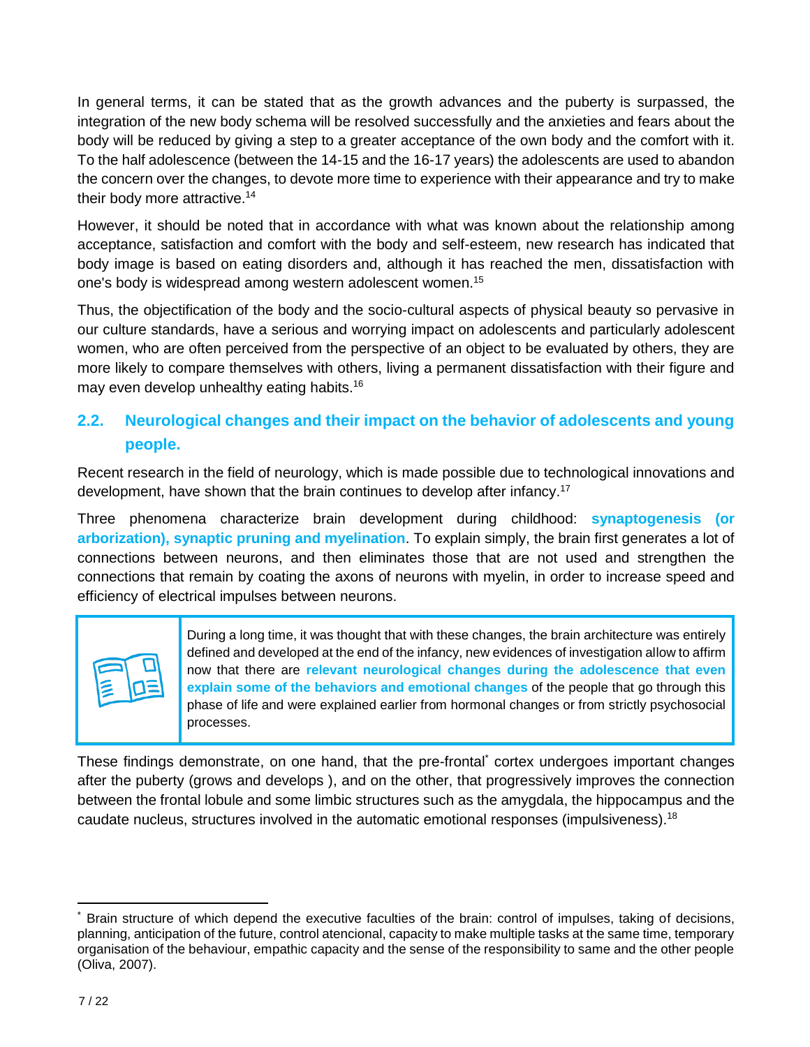In general terms, it can be stated that as the growth advances and the puberty is surpassed, the integration of the new body schema will be resolved successfully and the anxieties and fears about the body will be reduced by giving a step to a greater acceptance of the own body and the comfort with it. To the half adolescence (between the 14-15 and the 16-17 years) the adolescents are used to abandon the concern over the changes, to devote more time to experience with their appearance and try to make their body more attractive.[14]

However, it should be noted that in accordance with what was known about the relationship among acceptance, satisfaction and comfort with the body and self-esteem, new research has indicated that body image is based on eating disorders and, although it has reached the men, dissatisfaction with one's body is widespread among western adolescent women.[15]

Thus, the objectification of the body and the socio-cultural aspects of physical beauty so pervasive in our culture standards, have a serious and worrying impact on adolescents and particularly adolescent women, who are often perceived from the perspective of an object to be evaluated by others, they are more likely to compare themselves with others, living a permanent dissatisfaction with their figure and may even develop unhealthy eating habits.[16]

## 2.2. Neurological changes and their impact on the behavior of adolescents and young people.

Recent research in the field of neurology, which is made possible due to technological innovations and development, have shown that the brain continues to develop after infancy.[17]

Three phenomena characterize brain development during childhood: **synaptogenesis (or arborization), synaptic pruning and myelination**. To explain simply, the brain first generates a lot of connections between neurons, and then eliminates those that are not used and strengthen the connections that remain by coating the axons of neurons with myelin, in order to increase speed and efficiency of electrical impulses between neurons.

> During a long time, it was thought that with these changes, the brain architecture was entirely defined and developed at the end of the infancy, new evidences of investigation allow to affirm now that there are **relevant neurological changes during the adolescence that even explain some of the behaviors and emotional changes** of the people that go through this phase of life and were explained earlier from hormonal changes or from strictly psychosocial processes.

These findings demonstrate, on one hand, that the pre-frontal* cortex undergoes important changes after the puberty (grows and develops ), and on the other, that progressively improves the connection between the frontal lobule and some limbic structures such as the amygdala, the hippocampus and the caudate nucleus, structures involved in the automatic emotional responses (impulsiveness).[18]

---

* Brain structure of which depend the executive faculties of the brain: control of impulses, taking of decisions, planning, anticipation of the future, control atencional, capacity to make multiple tasks at the same time, temporary organisation of the behaviour, empathic capacity and the sense of the responsibility to same and the other people (Oliva, 2007).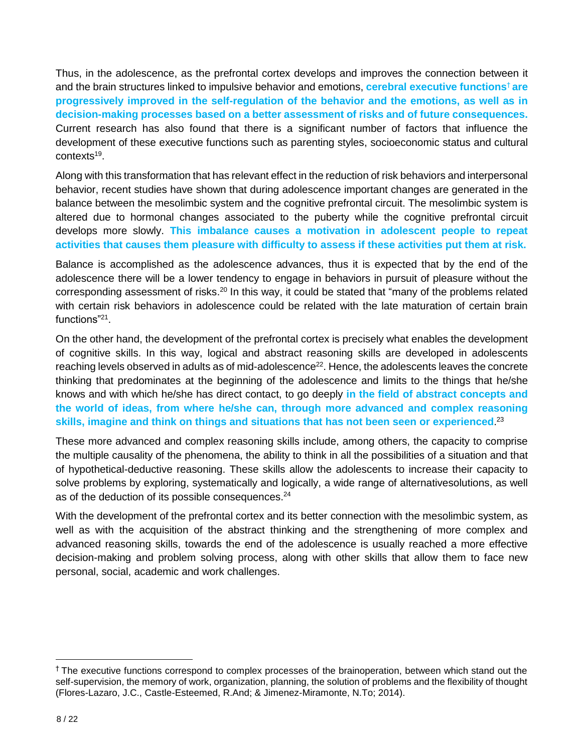Thus, in the adolescence, as the prefrontal cortex develops and improves the connection between it and the brain structures linked to impulsive behavior and emotions, **cerebral executive functions[†] are progressively improved in the self-regulation of the behavior and the emotions, as well as in decision-making processes based on a better assessment of risks and of future consequences.** Current research has also found that there is a significant number of factors that influence the development of these executive functions such as parenting styles, socioeconomic status and cultural contexts[19].

Along with this transformation that has relevant effect in the reduction of risk behaviors and interpersonal behavior, recent studies have shown that during adolescence important changes are generated in the balance between the mesolimbic system and the cognitive prefrontal circuit. The mesolimbic system is altered due to hormonal changes associated to the puberty while the cognitive prefrontal circuit develops more slowly. **This imbalance causes a motivation in adolescent people to repeat activities that causes them pleasure with difficulty to assess if these activities put them at risk.**

Balance is accomplished as the adolescence advances, thus it is expected that by the end of the adolescence there will be a lower tendency to engage in behaviors in pursuit of pleasure without the corresponding assessment of risks.[20] In this way, it could be stated that "many of the problems related with certain risk behaviors in adolescence could be related with the late maturation of certain brain functions"[21].

On the other hand, the development of the prefrontal cortex is precisely what enables the development of cognitive skills. In this way, logical and abstract reasoning skills are developed in adolescents reaching levels observed in adults as of mid-adolescence[22]. Hence, the adolescents leaves the concrete thinking that predominates at the beginning of the adolescence and limits to the things that he/she knows and with which he/she has direct contact, to go deeply **in the field of abstract concepts and the world of ideas, from where he/she can, through more advanced and complex reasoning skills, imagine and think on things and situations that has not been seen or experienced**.[23]

These more advanced and complex reasoning skills include, among others, the capacity to comprise the multiple causality of the phenomena, the ability to think in all the possibilities of a situation and that of hypothetical-deductive reasoning. These skills allow the adolescents to increase their capacity to solve problems by exploring, systematically and logically, a wide range of alternativesolutions, as well as of the deduction of its possible consequences.[24]

With the development of the prefrontal cortex and its better connection with the mesolimbic system, as well as with the acquisition of the abstract thinking and the strengthening of more complex and advanced reasoning skills, towards the end of the adolescence is usually reached a more effective decision-making and problem solving process, along with other skills that allow them to face new personal, social, academic and work challenges.

---

[†] The executive functions correspond to complex processes of the brainoperation, between which stand out the self-supervision, the memory of work, organization, planning, the solution of problems and the flexibility of thought (Flores-Lazaro, J.C., Castle-Esteemed, R.And; & Jimenez-Miramonte, N.To; 2014).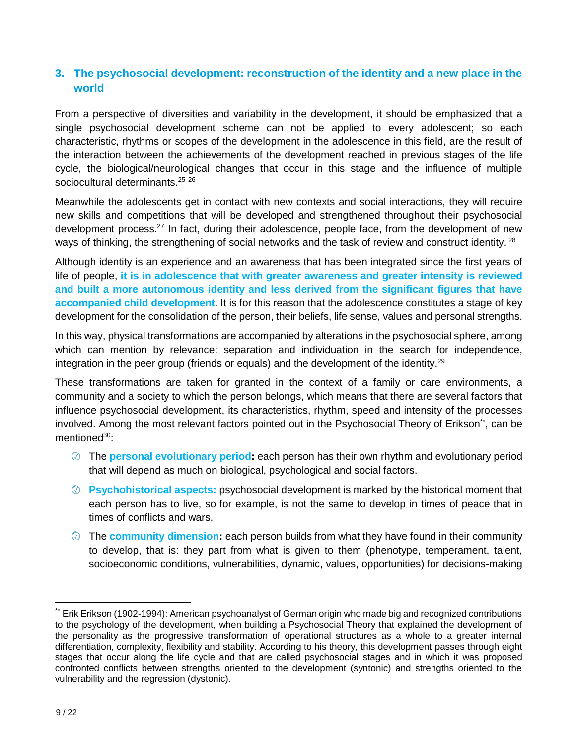## 3. The psychosocial development: reconstruction of the identity and a new place in the world

From a perspective of diversities and variability in the development, it should be emphasized that a single psychosocial development scheme can not be applied to every adolescent; so each characteristic, rhythms or scopes of the development in the adolescence in this field, are the result of the interaction between the achievements of the development reached in previous stages of the life cycle, the biological/neurological changes that occur in this stage and the influence of multiple sociocultural determinants.[25] [26]

Meanwhile the adolescents get in contact with new contexts and social interactions, they will require new skills and competitions that will be developed and strengthened throughout their psychosocial development process.[27] In fact, during their adolescence, people face, from the development of new ways of thinking, the strengthening of social networks and the task of review and construct identity. [28]

Although identity is an experience and an awareness that has been integrated since the first years of life of people, **it is in adolescence that with greater awareness and greater intensity is reviewed and built a more autonomous identity and less derived from the significant figures that have accompanied child development**. It is for this reason that the adolescence constitutes a stage of key development for the consolidation of the person, their beliefs, life sense, values and personal strengths.

In this way, physical transformations are accompanied by alterations in the psychosocial sphere, among which can mention by relevance: separation and individuation in the search for independence, integration in the peer group (friends or equals) and the development of the identity.[29]

These transformations are taken for granted in the context of a family or care environments, a community and a society to which the person belongs, which means that there are several factors that influence psychosocial development, its characteristics, rhythm, speed and intensity of the processes involved. Among the most relevant factors pointed out in the Psychosocial Theory of Erikson[**], can be mentioned[30]:

- The **personal evolutionary period:** each person has their own rhythm and evolutionary period that will depend as much on biological, psychological and social factors.
- **Psychohistorical aspects:** psychosocial development is marked by the historical moment that each person has to live, so for example, is not the same to develop in times of peace that in times of conflicts and wars.
- The **community dimension:** each person builds from what they have found in their community to develop, that is: they part from what is given to them (phenotype, temperament, talent, socioeconomic conditions, vulnerabilities, dynamic, values, opportunities) for decisions-making

[**] Erik Erikson (1902-1994): American psychoanalyst of German origin who made big and recognized contributions to the psychology of the development, when building a Psychosocial Theory that explained the development of the personality as the progressive transformation of operational structures as a whole to a greater internal differentiation, complexity, flexibility and stability. According to his theory, this development passes through eight stages that occur along the life cycle and that are called psychosocial stages and in which it was proposed confronted conflicts between strengths oriented to the development (syntonic) and strengths oriented to the vulnerability and the regression (dystonic).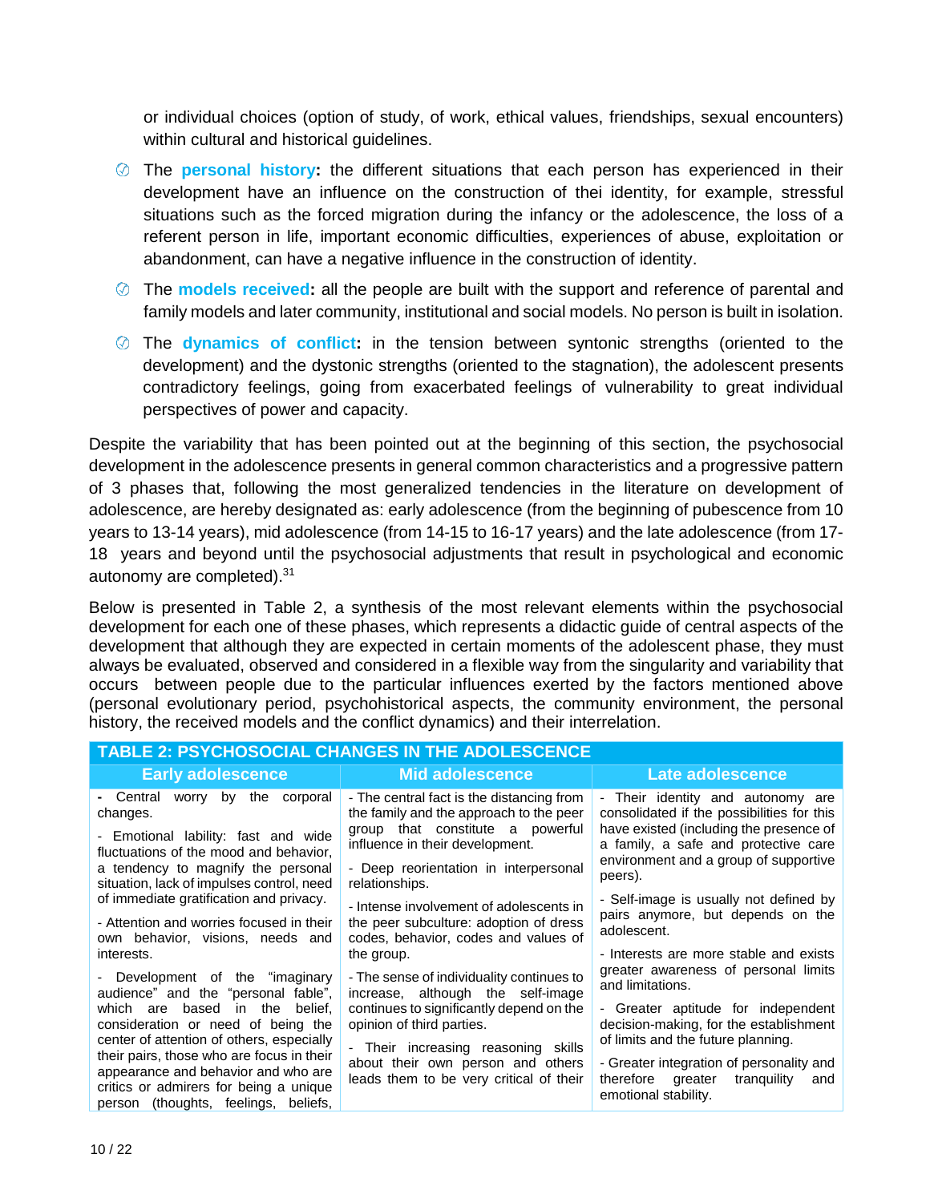or individual choices (option of study, of work, ethical values, friendships, sexual encounters) within cultural and historical guidelines.

- The **personal history:** the different situations that each person has experienced in their development have an influence on the construction of thei identity, for example, stressful situations such as the forced migration during the infancy or the adolescence, the loss of a referent person in life, important economic difficulties, experiences of abuse, exploitation or abandonment, can have a negative influence in the construction of identity.
- The **models received:** all the people are built with the support and reference of parental and family models and later community, institutional and social models. No person is built in isolation.
- The **dynamics of conflict:** in the tension between syntonic strengths (oriented to the development) and the dystonic strengths (oriented to the stagnation), the adolescent presents contradictory feelings, going from exacerbated feelings of vulnerability to great individual perspectives of power and capacity.

Despite the variability that has been pointed out at the beginning of this section, the psychosocial development in the adolescence presents in general common characteristics and a progressive pattern of 3 phases that, following the most generalized tendencies in the literature on development of adolescence, are hereby designated as: early adolescence (from the beginning of pubescence from 10 years to 13-14 years), mid adolescence (from 14-15 to 16-17 years) and the late adolescence (from 17-18 years and beyond until the psychosocial adjustments that result in psychological and economic autonomy are completed).[31]

Below is presented in Table 2, a synthesis of the most relevant elements within the psychosocial development for each one of these phases, which represents a didactic guide of central aspects of the development that although they are expected in certain moments of the adolescent phase, they must always be evaluated, observed and considered in a flexible way from the singularity and variability that occurs between people due to the particular influences exerted by the factors mentioned above (personal evolutionary period, psychohistorical aspects, the community environment, the personal history, the received models and the conflict dynamics) and their interrelation.

**TABLE 2: PSYCHOSOCIAL CHANGES IN THE ADOLESCENCE**

| Early adolescence | Mid adolescence | Late adolescence |
|---|---|---|
| - Central worry by the corporal changes.<br><br>- Emotional lability: fast and wide fluctuations of the mood and behavior, a tendency to magnify the personal situation, lack of impulses control, need of immediate gratification and privacy.<br><br>- Attention and worries focused in their own behavior, visions, needs and interests.<br><br>- Development of the "imaginary audience" and the "personal fable", which are based in the belief, consideration or need of being the center of attention of others, especially their pairs, those who are focus in their appearance and behavior and who are critics or admirers for being a unique person (thoughts, feelings, beliefs, | - The central fact is the distancing from the family and the approach to the peer group that constitute a powerful influence in their development.<br><br>- Deep reorientation in interpersonal relationships.<br><br>- Intense involvement of adolescents in the peer subculture: adoption of dress codes, behavior, codes and values of the group.<br><br>- The sense of individuality continues to increase, although the self-image continues to significantly depend on the opinion of third parties.<br><br>- Their increasing reasoning skills about their own person and others leads them to be very critical of their | - Their identity and autonomy are consolidated if the possibilities for this have existed (including the presence of a family, a safe and protective care environment and a group of supportive peers).<br><br>- Self-image is usually not defined by pairs anymore, but depends on the adolescent.<br><br>- Interests are more stable and exists greater awareness of personal limits and limitations.<br><br>- Greater aptitude for independent decision-making, for the establishment of limits and the future planning.<br><br>- Greater integration of personality and therefore greater tranquility and emotional stability. |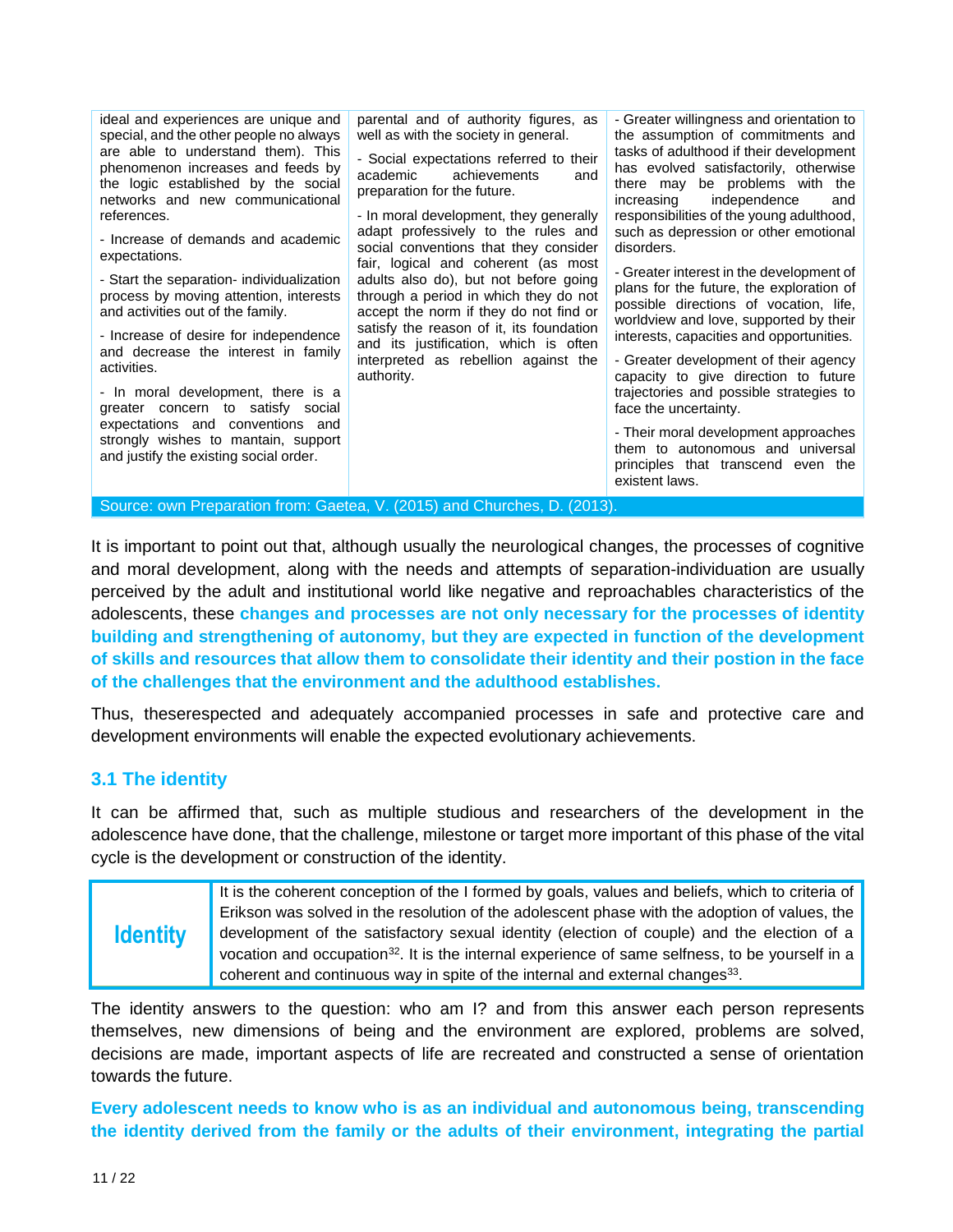| | | |
|---|---|---|
| ideal and experiences are unique and special, and the other people no always are able to understand them). This phenomenon increases and feeds by the logic established by the social networks and new communicational references.<br><br>- Increase of demands and academic expectations.<br><br>- Start the separation- individualization process by moving attention, interests and activities out of the family.<br><br>- Increase of desire for independence and decrease the interest in family activities.<br><br>- In moral development, there is a greater concern to satisfy social expectations and conventions and strongly wishes to mantain, support and justify the existing social order. | parental and of authority figures, as well as with the society in general.<br><br>- Social expectations referred to their academic achievements and preparation for the future.<br><br>- In moral development, they generally adapt professively to the rules and social conventions that they consider fair, logical and coherent (as most adults also do), but not before going through a period in which they do not accept the norm if they do not find or satisfy the reason of it, its foundation and its justification, which is often interpreted as rebellion against the authority. | - Greater willingness and orientation to the assumption of commitments and tasks of adulthood if their development has evolved satisfactorily, otherwise there may be problems with the increasing independence and responsibilities of the young adulthood, such as depression or other emotional disorders.<br><br>- Greater interest in the development of plans for the future, the exploration of possible directions of vocation, life, worldview and love, supported by their interests, capacities and opportunities.<br><br>- Greater development of their agency capacity to give direction to future trajectories and possible strategies to face the uncertainty.<br><br>- Their moral development approaches them to autonomous and universal principles that transcend even the existent laws. |

Source: own Preparation from: Gaetea, V. (2015) and Churches, D. (2013).

It is important to point out that, although usually the neurological changes, the processes of cognitive and moral development, along with the needs and attempts of separation-individuation are usually perceived by the adult and institutional world like negative and reproachables characteristics of the adolescents, these **changes and processes are not only necessary for the processes of identity building and strengthening of autonomy, but they are expected in function of the development of skills and resources that allow them to consolidate their identity and their postion in the face of the challenges that the environment and the adulthood establishes.**

Thus, theserespected and adequately accompanied processes in safe and protective care and development environments will enable the expected evolutionary achievements.

### 3.1 The identity

It can be affirmed that, such as multiple studious and researchers of the development in the adolescence have done, that the challenge, milestone or target more important of this phase of the vital cycle is the development or construction of the identity.

| | |
|---|---|
| **Identity** | It is the coherent conception of the I formed by goals, values and beliefs, which to criteria of Erikson was solved in the resolution of the adolescent phase with the adoption of values, the development of the satisfactory sexual identity (election of couple) and the election of a vocation and occupation[32]. It is the internal experience of same selfness, to be yourself in a coherent and continuous way in spite of the internal and external changes[33]. |

The identity answers to the question: who am I? and from this answer each person represents themselves, new dimensions of being and the environment are explored, problems are solved, decisions are made, important aspects of life are recreated and constructed a sense of orientation towards the future.

**Every adolescent needs to know who is as an individual and autonomous being, transcending the identity derived from the family or the adults of their environment, integrating the partial**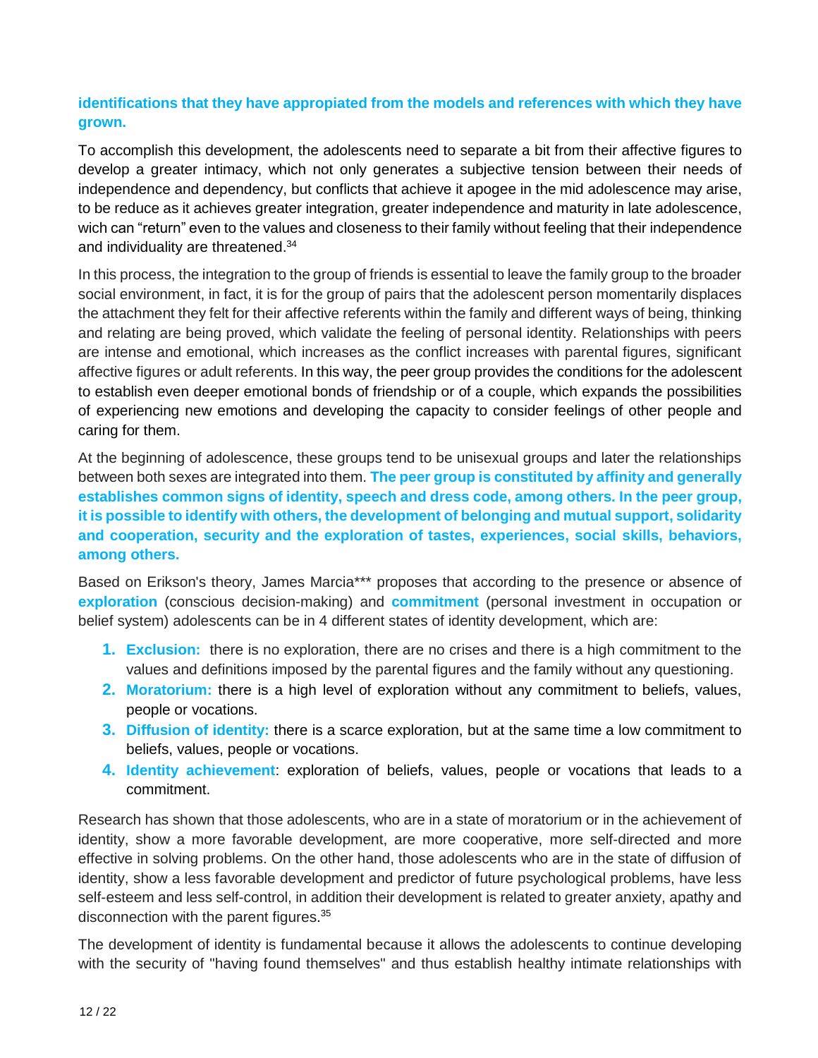**identifications that they have appropiated from the models and references with which they have grown.**

To accomplish this development, the adolescents need to separate a bit from their affective figures to develop a greater intimacy, which not only generates a subjective tension between their needs of independence and dependency, but conflicts that achieve it apogee in the mid adolescence may arise, to be reduce as it achieves greater integration, greater independence and maturity in late adolescence, wich can "return" even to the values and closeness to their family without feeling that their independence and individuality are threatened.[34]

In this process, the integration to the group of friends is essential to leave the family group to the broader social environment, in fact, it is for the group of pairs that the adolescent person momentarily displaces the attachment they felt for their affective referents within the family and different ways of being, thinking and relating are being proved, which validate the feeling of personal identity. Relationships with peers are intense and emotional, which increases as the conflict increases with parental figures, significant affective figures or adult referents. In this way, the peer group provides the conditions for the adolescent to establish even deeper emotional bonds of friendship or of a couple, which expands the possibilities of experiencing new emotions and developing the capacity to consider feelings of other people and caring for them.

At the beginning of adolescence, these groups tend to be unisexual groups and later the relationships between both sexes are integrated into them. **The peer group is constituted by affinity and generally establishes common signs of identity, speech and dress code, among others. In the peer group, it is possible to identify with others, the development of belonging and mutual support, solidarity and cooperation, security and the exploration of tastes, experiences, social skills, behaviors, among others.**

Based on Erikson's theory, James Marcia*** proposes that according to the presence or absence of **exploration** (conscious decision-making) and **commitment** (personal investment in occupation or belief system) adolescents can be in 4 different states of identity development, which are:

1. **Exclusion:** there is no exploration, there are no crises and there is a high commitment to the values and definitions imposed by the parental figures and the family without any questioning.
2. **Moratorium:** there is a high level of exploration without any commitment to beliefs, values, people or vocations.
3. **Diffusion of identity:** there is a scarce exploration, but at the same time a low commitment to beliefs, values, people or vocations.
4. **Identity achievement**: exploration of beliefs, values, people or vocations that leads to a commitment.

Research has shown that those adolescents, who are in a state of moratorium or in the achievement of identity, show a more favorable development, are more cooperative, more self-directed and more effective in solving problems. On the other hand, those adolescents who are in the state of diffusion of identity, show a less favorable development and predictor of future psychological problems, have less self-esteem and less self-control, in addition their development is related to greater anxiety, apathy and disconnection with the parent figures.[35]

The development of identity is fundamental because it allows the adolescents to continue developing with the security of "having found themselves" and thus establish healthy intimate relationships with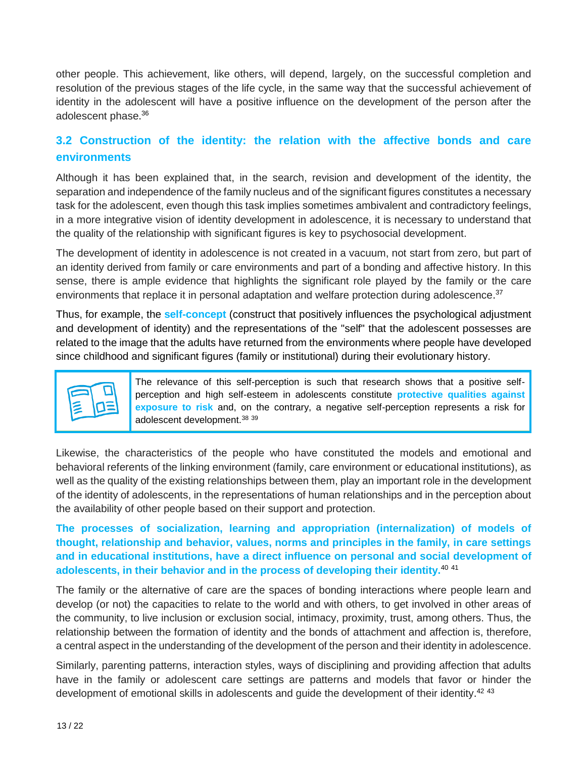other people. This achievement, like others, will depend, largely, on the successful completion and resolution of the previous stages of the life cycle, in the same way that the successful achievement of identity in the adolescent will have a positive influence on the development of the person after the adolescent phase.[36]

## 3.2 Construction of the identity: the relation with the affective bonds and care environments

Although it has been explained that, in the search, revision and development of the identity, the separation and independence of the family nucleus and of the significant figures constitutes a necessary task for the adolescent, even though this task implies sometimes ambivalent and contradictory feelings, in a more integrative vision of identity development in adolescence, it is necessary to understand that the quality of the relationship with significant figures is key to psychosocial development.

The development of identity in adolescence is not created in a vacuum, not start from zero, but part of an identity derived from family or care environments and part of a bonding and affective history. In this sense, there is ample evidence that highlights the significant role played by the family or the care environments that replace it in personal adaptation and welfare protection during adolescence.[37]

Thus, for example, the **self-concept** (construct that positively influences the psychological adjustment and development of identity) and the representations of the "self" that the adolescent possesses are related to the image that the adults have returned from the environments where people have developed since childhood and significant figures (family or institutional) during their evolutionary history.

> The relevance of this self-perception is such that research shows that a positive self-perception and high self-esteem in adolescents constitute **protective qualities against exposure to risk** and, on the contrary, a negative self-perception represents a risk for adolescent development.[38] [39]

Likewise, the characteristics of the people who have constituted the models and emotional and behavioral referents of the linking environment (family, care environment or educational institutions), as well as the quality of the existing relationships between them, play an important role in the development of the identity of adolescents, in the representations of human relationships and in the perception about the availability of other people based on their support and protection.

**The processes of socialization, learning and appropriation (internalization) of models of thought, relationship and behavior, values, norms and principles in the family, in care settings and in educational institutions, have a direct influence on personal and social development of adolescents, in their behavior and in the process of developing their identity.**[40] [41]

The family or the alternative of care are the spaces of bonding interactions where people learn and develop (or not) the capacities to relate to the world and with others, to get involved in other areas of the community, to live inclusion or exclusion social, intimacy, proximity, trust, among others. Thus, the relationship between the formation of identity and the bonds of attachment and affection is, therefore, a central aspect in the understanding of the development of the person and their identity in adolescence.

Similarly, parenting patterns, interaction styles, ways of disciplining and providing affection that adults have in the family or adolescent care settings are patterns and models that favor or hinder the development of emotional skills in adolescents and guide the development of their identity.[42] [43]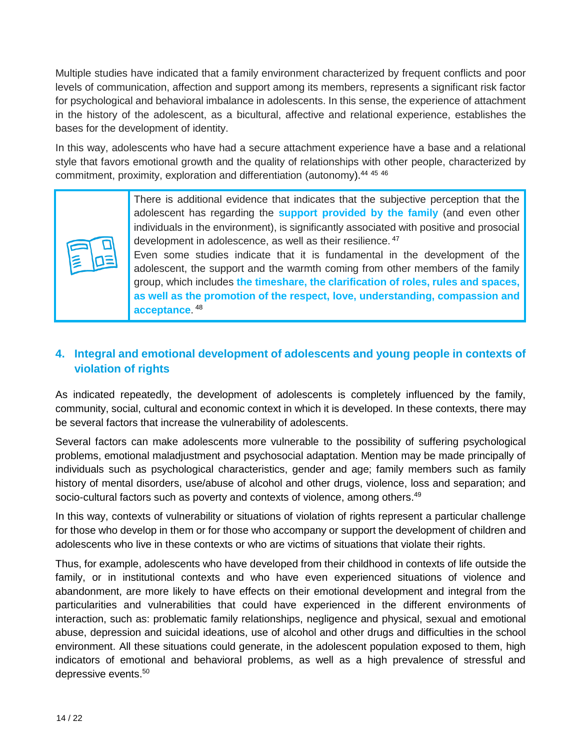Multiple studies have indicated that a family environment characterized by frequent conflicts and poor levels of communication, affection and support among its members, represents a significant risk factor for psychological and behavioral imbalance in adolescents. In this sense, the experience of attachment in the history of the adolescent, as a bicultural, affective and relational experience, establishes the bases for the development of identity.

In this way, adolescents who have had a secure attachment experience have a base and a relational style that favors emotional growth and the quality of relationships with other people, characterized by commitment, proximity, exploration and differentiation (autonomy).[44 45 46]

> There is additional evidence that indicates that the subjective perception that the adolescent has regarding the **support provided by the family** (and even other individuals in the environment), is significantly associated with positive and prosocial development in adolescence, as well as their resilience. [47]
>
> Even some studies indicate that it is fundamental in the development of the adolescent, the support and the warmth coming from other members of the family group, which includes **the timeshare, the clarification of roles, rules and spaces, as well as the promotion of the respect, love, understanding, compassion and acceptance**. [48]

## 4. Integral and emotional development of adolescents and young people in contexts of violation of rights

As indicated repeatedly, the development of adolescents is completely influenced by the family, community, social, cultural and economic context in which it is developed. In these contexts, there may be several factors that increase the vulnerability of adolescents.

Several factors can make adolescents more vulnerable to the possibility of suffering psychological problems, emotional maladjustment and psychosocial adaptation. Mention may be made principally of individuals such as psychological characteristics, gender and age; family members such as family history of mental disorders, use/abuse of alcohol and other drugs, violence, loss and separation; and socio-cultural factors such as poverty and contexts of violence, among others.[49]

In this way, contexts of vulnerability or situations of violation of rights represent a particular challenge for those who develop in them or for those who accompany or support the development of children and adolescents who live in these contexts or who are victims of situations that violate their rights.

Thus, for example, adolescents who have developed from their childhood in contexts of life outside the family, or in institutional contexts and who have even experienced situations of violence and abandonment, are more likely to have effects on their emotional development and integral from the particularities and vulnerabilities that could have experienced in the different environments of interaction, such as: problematic family relationships, negligence and physical, sexual and emotional abuse, depression and suicidal ideations, use of alcohol and other drugs and difficulties in the school environment. All these situations could generate, in the adolescent population exposed to them, high indicators of emotional and behavioral problems, as well as a high prevalence of stressful and depressive events.[50]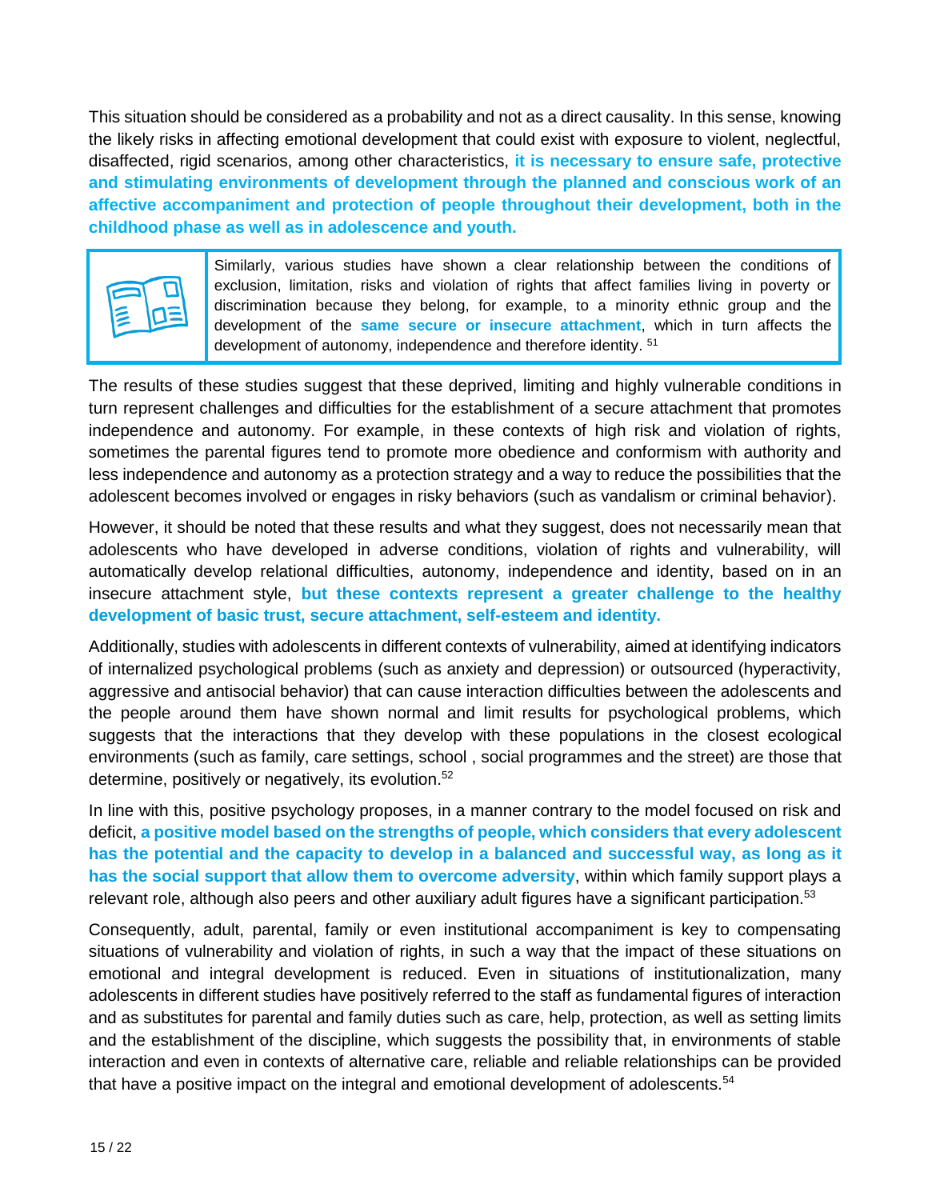This situation should be considered as a probability and not as a direct causality. In this sense, knowing the likely risks in affecting emotional development that could exist with exposure to violent, neglectful, disaffected, rigid scenarios, among other characteristics, **it is necessary to ensure safe, protective and stimulating environments of development through the planned and conscious work of an affective accompaniment and protection of people throughout their development, both in the childhood phase as well as in adolescence and youth.**

> Similarly, various studies have shown a clear relationship between the conditions of exclusion, limitation, risks and violation of rights that affect families living in poverty or discrimination because they belong, for example, to a minority ethnic group and the development of the **same secure or insecure attachment**, which in turn affects the development of autonomy, independence and therefore identity. [51]

The results of these studies suggest that these deprived, limiting and highly vulnerable conditions in turn represent challenges and difficulties for the establishment of a secure attachment that promotes independence and autonomy. For example, in these contexts of high risk and violation of rights, sometimes the parental figures tend to promote more obedience and conformism with authority and less independence and autonomy as a protection strategy and a way to reduce the possibilities that the adolescent becomes involved or engages in risky behaviors (such as vandalism or criminal behavior).

However, it should be noted that these results and what they suggest, does not necessarily mean that adolescents who have developed in adverse conditions, violation of rights and vulnerability, will automatically develop relational difficulties, autonomy, independence and identity, based on in an insecure attachment style, **but these contexts represent a greater challenge to the healthy development of basic trust, secure attachment, self-esteem and identity.**

Additionally, studies with adolescents in different contexts of vulnerability, aimed at identifying indicators of internalized psychological problems (such as anxiety and depression) or outsourced (hyperactivity, aggressive and antisocial behavior) that can cause interaction difficulties between the adolescents and the people around them have shown normal and limit results for psychological problems, which suggests that the interactions that they develop with these populations in the closest ecological environments (such as family, care settings, school , social programmes and the street) are those that determine, positively or negatively, its evolution.[52]

In line with this, positive psychology proposes, in a manner contrary to the model focused on risk and deficit, **a positive model based on the strengths of people, which considers that every adolescent has the potential and the capacity to develop in a balanced and successful way, as long as it has the social support that allow them to overcome adversity**, within which family support plays a relevant role, although also peers and other auxiliary adult figures have a significant participation.[53]

Consequently, adult, parental, family or even institutional accompaniment is key to compensating situations of vulnerability and violation of rights, in such a way that the impact of these situations on emotional and integral development is reduced. Even in situations of institutionalization, many adolescents in different studies have positively referred to the staff as fundamental figures of interaction and as substitutes for parental and family duties such as care, help, protection, as well as setting limits and the establishment of the discipline, which suggests the possibility that, in environments of stable interaction and even in contexts of alternative care, reliable and reliable relationships can be provided that have a positive impact on the integral and emotional development of adolescents.[54]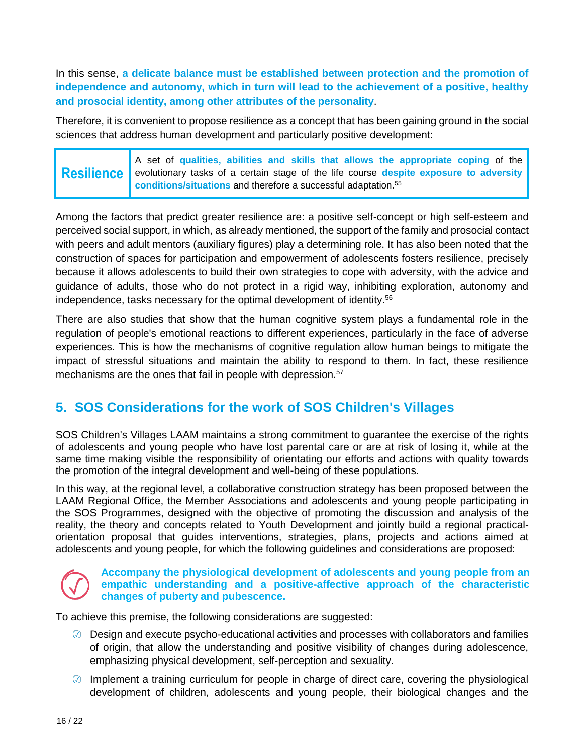In this sense, **a delicate balance must be established between protection and the promotion of independence and autonomy, which in turn will lead to the achievement of a positive, healthy and prosocial identity, among other attributes of the personality**.

Therefore, it is convenient to propose resilience as a concept that has been gaining ground in the social sciences that address human development and particularly positive development:

| **Resilience** | A set of **qualities, abilities and skills that allows the appropriate coping** of the evolutionary tasks of a certain stage of the life course **despite exposure to adversity conditions/situations** and therefore a successful adaptation.[55] |
|---|---|

Among the factors that predict greater resilience are: a positive self-concept or high self-esteem and perceived social support, in which, as already mentioned, the support of the family and prosocial contact with peers and adult mentors (auxiliary figures) play a determining role. It has also been noted that the construction of spaces for participation and empowerment of adolescents fosters resilience, precisely because it allows adolescents to build their own strategies to cope with adversity, with the advice and guidance of adults, those who do not protect in a rigid way, inhibiting exploration, autonomy and independence, tasks necessary for the optimal development of identity.[56]

There are also studies that show that the human cognitive system plays a fundamental role in the regulation of people's emotional reactions to different experiences, particularly in the face of adverse experiences. This is how the mechanisms of cognitive regulation allow human beings to mitigate the impact of stressful situations and maintain the ability to respond to them. In fact, these resilience mechanisms are the ones that fail in people with depression.[57]

## 5. SOS Considerations for the work of SOS Children's Villages

SOS Children's Villages LAAM maintains a strong commitment to guarantee the exercise of the rights of adolescents and young people who have lost parental care or are at risk of losing it, while at the same time making visible the responsibility of orientating our efforts and actions with quality towards the promotion of the integral development and well-being of these populations.

In this way, at the regional level, a collaborative construction strategy has been proposed between the LAAM Regional Office, the Member Associations and adolescents and young people participating in the SOS Programmes, designed with the objective of promoting the discussion and analysis of the reality, the theory and concepts related to Youth Development and jointly build a regional practical-orientation proposal that guides interventions, strategies, plans, projects and actions aimed at adolescents and young people, for which the following guidelines and considerations are proposed:

**Accompany the physiological development of adolescents and young people from an empathic understanding and a positive-affective approach of the characteristic changes of puberty and pubescence.**

To achieve this premise, the following considerations are suggested:

- Design and execute psycho-educational activities and processes with collaborators and families of origin, that allow the understanding and positive visibility of changes during adolescence, emphasizing physical development, self-perception and sexuality.
- Implement a training curriculum for people in charge of direct care, covering the physiological development of children, adolescents and young people, their biological changes and the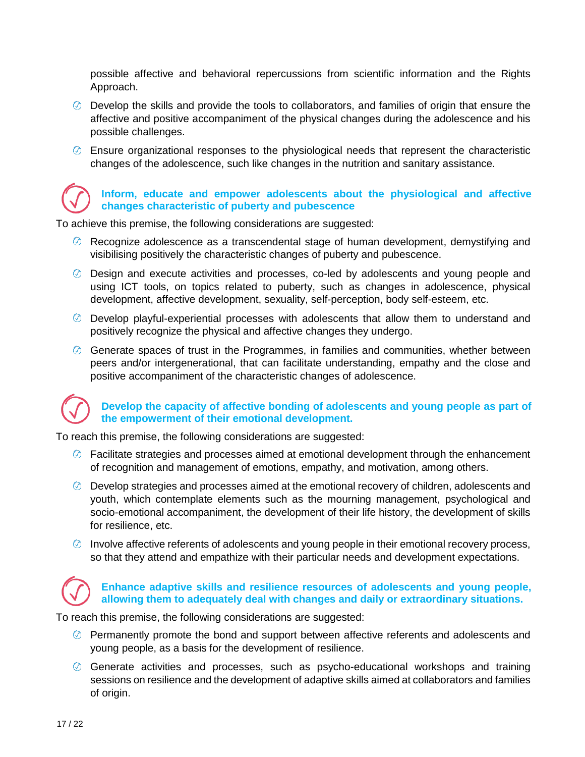possible affective and behavioral repercussions from scientific information and the Rights Approach.

- Develop the skills and provide the tools to collaborators, and families of origin that ensure the affective and positive accompaniment of the physical changes during the adolescence and his possible challenges.
- Ensure organizational responses to the physiological needs that represent the characteristic changes of the adolescence, such like changes in the nutrition and sanitary assistance.

### Inform, educate and empower adolescents about the physiological and affective changes characteristic of puberty and pubescence

To achieve this premise, the following considerations are suggested:

- Recognize adolescence as a transcendental stage of human development, demystifying and visibilising positively the characteristic changes of puberty and pubescence.
- Design and execute activities and processes, co-led by adolescents and young people and using ICT tools, on topics related to puberty, such as changes in adolescence, physical development, affective development, sexuality, self-perception, body self-esteem, etc.
- Develop playful-experiential processes with adolescents that allow them to understand and positively recognize the physical and affective changes they undergo.
- Generate spaces of trust in the Programmes, in families and communities, whether between peers and/or intergenerational, that can facilitate understanding, empathy and the close and positive accompaniment of the characteristic changes of adolescence.

### Develop the capacity of affective bonding of adolescents and young people as part of the empowerment of their emotional development.

To reach this premise, the following considerations are suggested:

- Facilitate strategies and processes aimed at emotional development through the enhancement of recognition and management of emotions, empathy, and motivation, among others.
- Develop strategies and processes aimed at the emotional recovery of children, adolescents and youth, which contemplate elements such as the mourning management, psychological and socio-emotional accompaniment, the development of their life history, the development of skills for resilience, etc.
- Involve affective referents of adolescents and young people in their emotional recovery process, so that they attend and empathize with their particular needs and development expectations.

### Enhance adaptive skills and resilience resources of adolescents and young people, allowing them to adequately deal with changes and daily or extraordinary situations.

To reach this premise, the following considerations are suggested:

- Permanently promote the bond and support between affective referents and adolescents and young people, as a basis for the development of resilience.
- Generate activities and processes, such as psycho-educational workshops and training sessions on resilience and the development of adaptive skills aimed at collaborators and families of origin.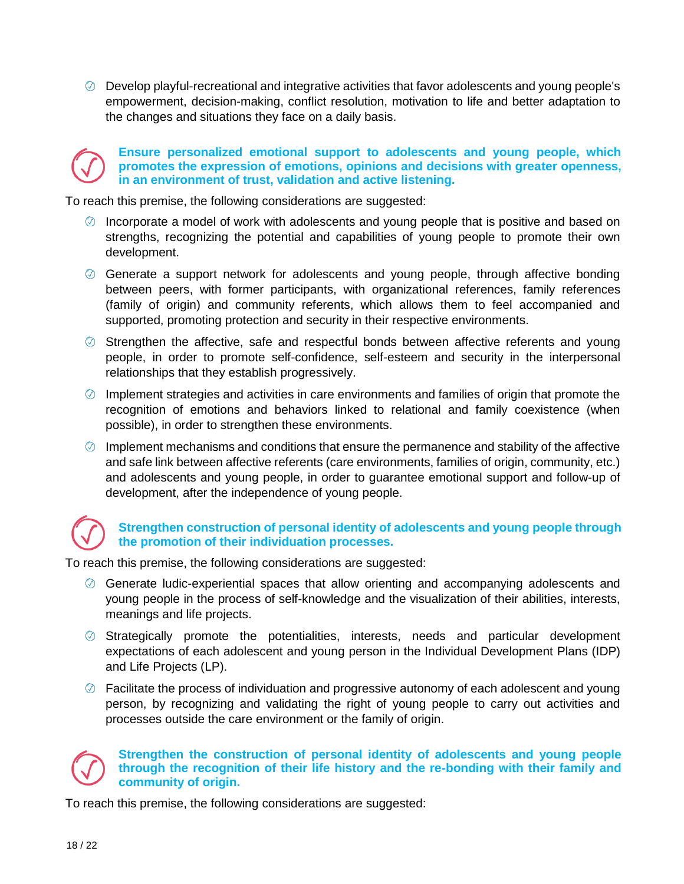- Develop playful-recreational and integrative activities that favor adolescents and young people's empowerment, decision-making, conflict resolution, motivation to life and better adaptation to the changes and situations they face on a daily basis.

**Ensure personalized emotional support to adolescents and young people, which promotes the expression of emotions, opinions and decisions with greater openness, in an environment of trust, validation and active listening.**

To reach this premise, the following considerations are suggested:

- Incorporate a model of work with adolescents and young people that is positive and based on strengths, recognizing the potential and capabilities of young people to promote their own development.
- Generate a support network for adolescents and young people, through affective bonding between peers, with former participants, with organizational references, family references (family of origin) and community referents, which allows them to feel accompanied and supported, promoting protection and security in their respective environments.
- Strengthen the affective, safe and respectful bonds between affective referents and young people, in order to promote self-confidence, self-esteem and security in the interpersonal relationships that they establish progressively.
- Implement strategies and activities in care environments and families of origin that promote the recognition of emotions and behaviors linked to relational and family coexistence (when possible), in order to strengthen these environments.
- Implement mechanisms and conditions that ensure the permanence and stability of the affective and safe link between affective referents (care environments, families of origin, community, etc.) and adolescents and young people, in order to guarantee emotional support and follow-up of development, after the independence of young people.

**Strengthen construction of personal identity of adolescents and young people through the promotion of their individuation processes.**

To reach this premise, the following considerations are suggested:

- Generate ludic-experiential spaces that allow orienting and accompanying adolescents and young people in the process of self-knowledge and the visualization of their abilities, interests, meanings and life projects.
- Strategically promote the potentialities, interests, needs and particular development expectations of each adolescent and young person in the Individual Development Plans (IDP) and Life Projects (LP).
- Facilitate the process of individuation and progressive autonomy of each adolescent and young person, by recognizing and validating the right of young people to carry out activities and processes outside the care environment or the family of origin.

**Strengthen the construction of personal identity of adolescents and young people through the recognition of their life history and the re-bonding with their family and community of origin.**

To reach this premise, the following considerations are suggested: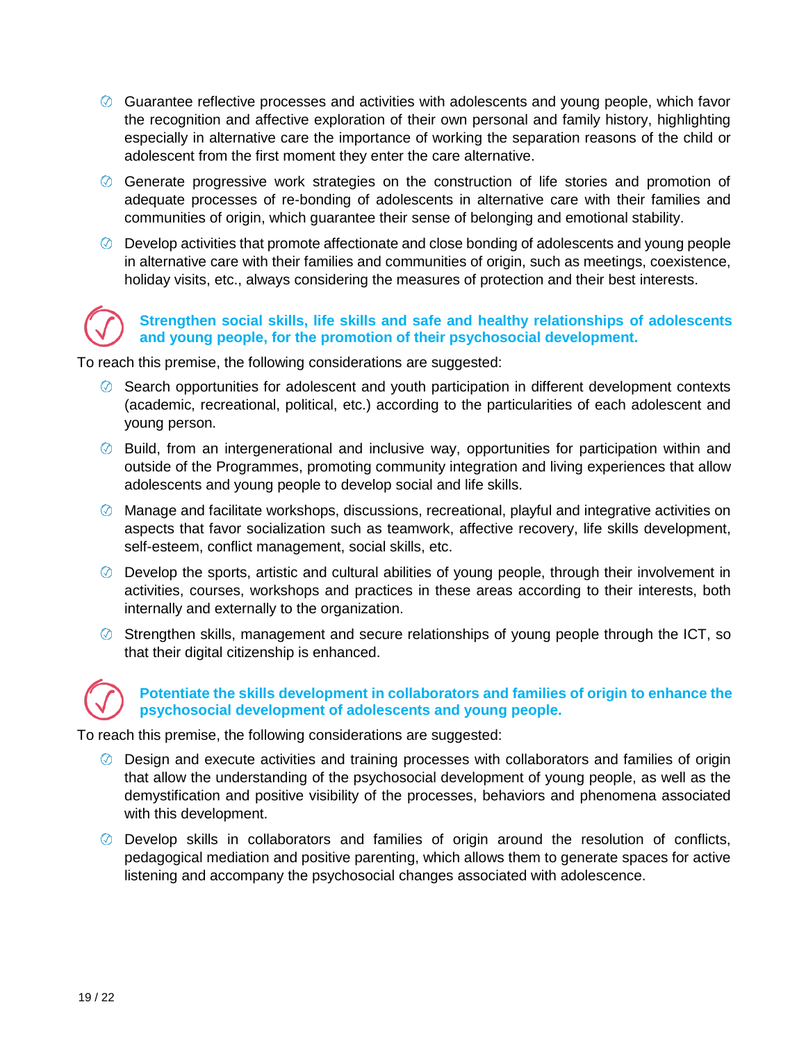- Guarantee reflective processes and activities with adolescents and young people, which favor the recognition and affective exploration of their own personal and family history, highlighting especially in alternative care the importance of working the separation reasons of the child or adolescent from the first moment they enter the care alternative.
- Generate progressive work strategies on the construction of life stories and promotion of adequate processes of re-bonding of adolescents in alternative care with their families and communities of origin, which guarantee their sense of belonging and emotional stability.
- Develop activities that promote affectionate and close bonding of adolescents and young people in alternative care with their families and communities of origin, such as meetings, coexistence, holiday visits, etc., always considering the measures of protection and their best interests.

### Strengthen social skills, life skills and safe and healthy relationships of adolescents and young people, for the promotion of their psychosocial development.

To reach this premise, the following considerations are suggested:

- Search opportunities for adolescent and youth participation in different development contexts (academic, recreational, political, etc.) according to the particularities of each adolescent and young person.
- Build, from an intergenerational and inclusive way, opportunities for participation within and outside of the Programmes, promoting community integration and living experiences that allow adolescents and young people to develop social and life skills.
- Manage and facilitate workshops, discussions, recreational, playful and integrative activities on aspects that favor socialization such as teamwork, affective recovery, life skills development, self-esteem, conflict management, social skills, etc.
- Develop the sports, artistic and cultural abilities of young people, through their involvement in activities, courses, workshops and practices in these areas according to their interests, both internally and externally to the organization.
- Strengthen skills, management and secure relationships of young people through the ICT, so that their digital citizenship is enhanced.

### Potentiate the skills development in collaborators and families of origin to enhance the psychosocial development of adolescents and young people.

To reach this premise, the following considerations are suggested:

- Design and execute activities and training processes with collaborators and families of origin that allow the understanding of the psychosocial development of young people, as well as the demystification and positive visibility of the processes, behaviors and phenomena associated with this development.
- Develop skills in collaborators and families of origin around the resolution of conflicts, pedagogical mediation and positive parenting, which allows them to generate spaces for active listening and accompany the psychosocial changes associated with adolescence.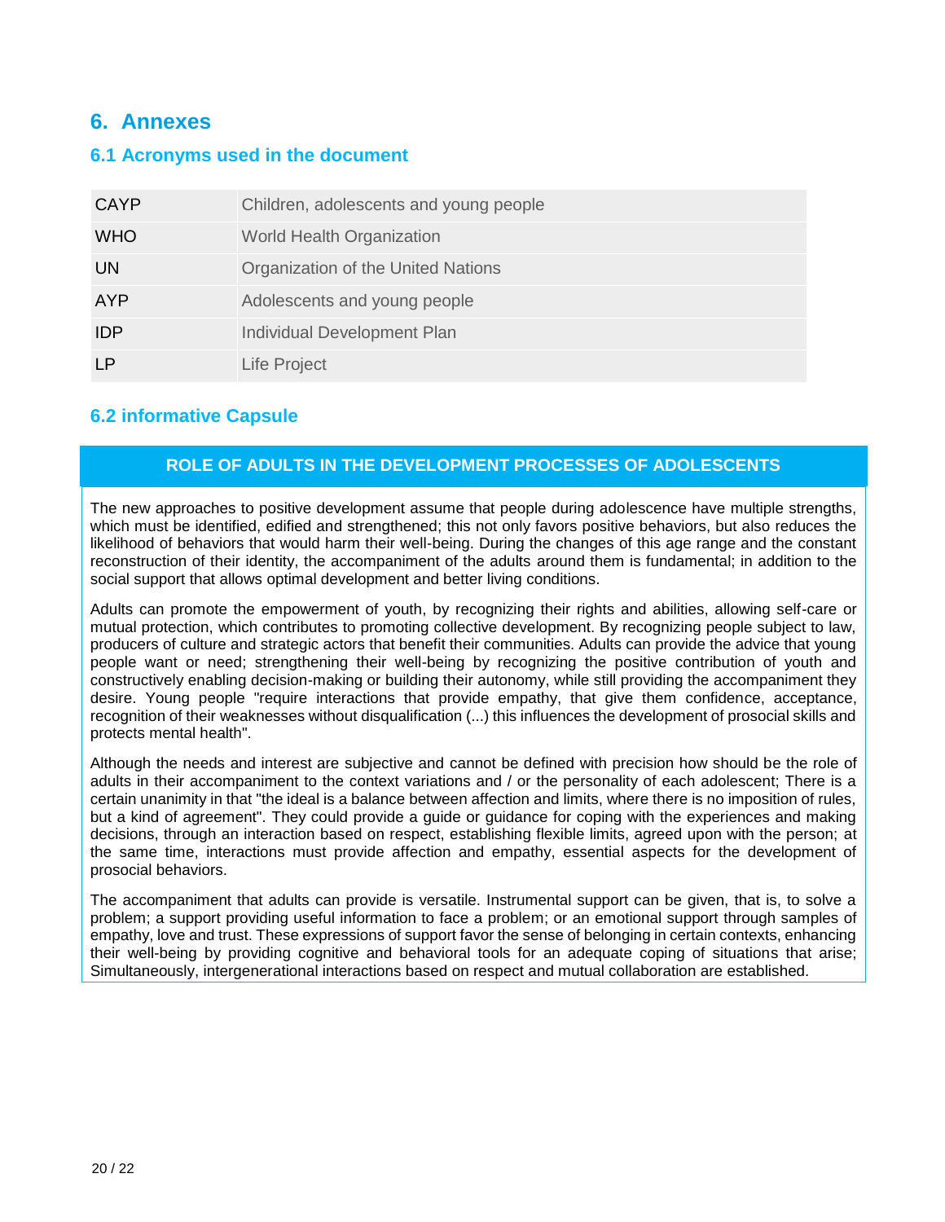# 6. Annexes

## 6.1 Acronyms used in the document

| Acronym | Meaning |
|---|---|
| CAYP | Children, adolescents and young people |
| WHO | World Health Organization |
| UN | Organization of the United Nations |
| AYP | Adolescents and young people |
| IDP | Individual Development Plan |
| LP | Life Project |

## 6.2 informative Capsule

**ROLE OF ADULTS IN THE DEVELOPMENT PROCESSES OF ADOLESCENTS**

The new approaches to positive development assume that people during adolescence have multiple strengths, which must be identified, edified and strengthened; this not only favors positive behaviors, but also reduces the likelihood of behaviors that would harm their well-being. During the changes of this age range and the constant reconstruction of their identity, the accompaniment of the adults around them is fundamental; in addition to the social support that allows optimal development and better living conditions.

Adults can promote the empowerment of youth, by recognizing their rights and abilities, allowing self-care or mutual protection, which contributes to promoting collective development. By recognizing people subject to law, producers of culture and strategic actors that benefit their communities. Adults can provide the advice that young people want or need; strengthening their well-being by recognizing the positive contribution of youth and constructively enabling decision-making or building their autonomy, while still providing the accompaniment they desire. Young people "require interactions that provide empathy, that give them confidence, acceptance, recognition of their weaknesses without disqualification (...) this influences the development of prosocial skills and protects mental health".

Although the needs and interest are subjective and cannot be defined with precision how should be the role of adults in their accompaniment to the context variations and / or the personality of each adolescent; There is a certain unanimity in that "the ideal is a balance between affection and limits, where there is no imposition of rules, but a kind of agreement". They could provide a guide or guidance for coping with the experiences and making decisions, through an interaction based on respect, establishing flexible limits, agreed upon with the person; at the same time, interactions must provide affection and empathy, essential aspects for the development of prosocial behaviors.

The accompaniment that adults can provide is versatile. Instrumental support can be given, that is, to solve a problem; a support providing useful information to face a problem; or an emotional support through samples of empathy, love and trust. These expressions of support favor the sense of belonging in certain contexts, enhancing their well-being by providing cognitive and behavioral tools for an adequate coping of situations that arise; Simultaneously, intergenerational interactions based on respect and mutual collaboration are established.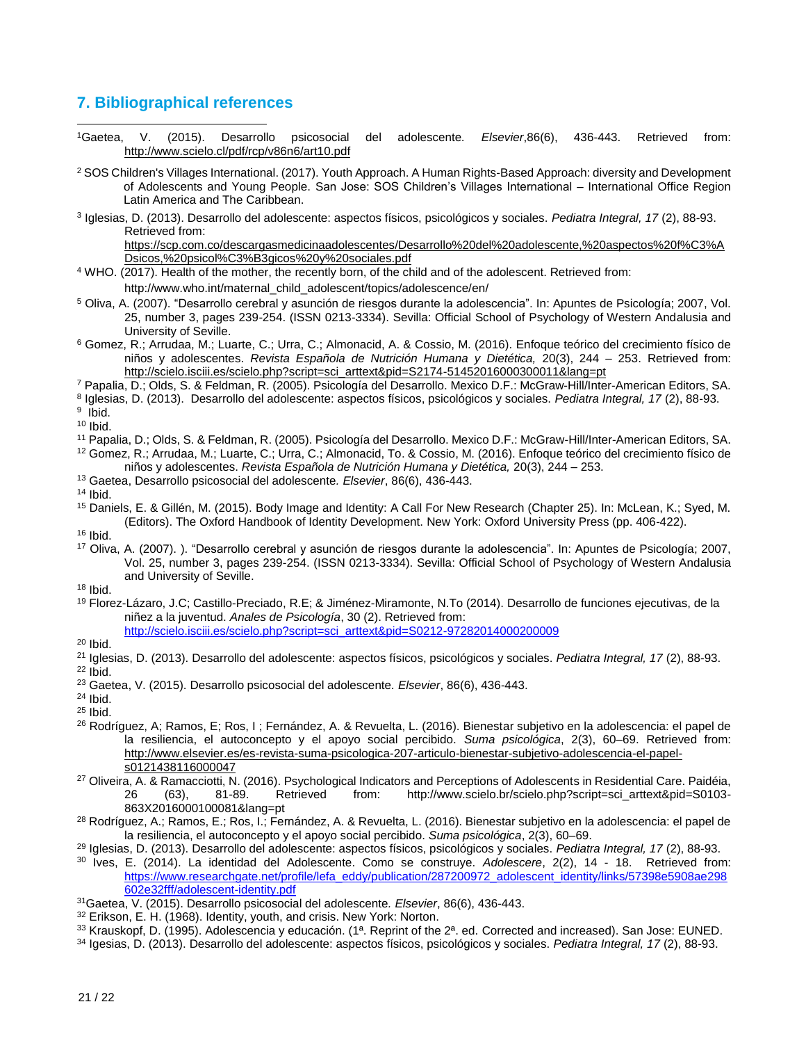## 7. Bibliographical references

[1]Gaetea, V. (2015). Desarrollo psicosocial del adolescente. *Elsevier*,86(6), 436-443. Retrieved from: http://www.scielo.cl/pdf/rcp/v86n6/art10.pdf

[2] SOS Children's Villages International. (2017). Youth Approach. A Human Rights-Based Approach: diversity and Development of Adolescents and Young People. San Jose: SOS Children's Villages International – International Office Region Latin America and The Caribbean.

[3] Iglesias, D. (2013). Desarrollo del adolescente: aspectos físicos, psicológicos y sociales. *Pediatra Integral, 17* (2), 88-93. Retrieved from: https://scp.com.co/descargasmedicinaadolescentes/Desarrollo%20del%20adolescente,%20aspectos%20f%C3%ADsicos,%20psicol%C3%B3gicos%20y%20sociales.pdf

[4] WHO. (2017). Health of the mother, the recently born, of the child and of the adolescent. Retrieved from: http://www.who.int/maternal_child_adolescent/topics/adolescence/en/

[5] Oliva, A. (2007). "Desarrollo cerebral y asunción de riesgos durante la adolescencia". In: Apuntes de Psicología; 2007, Vol. 25, number 3, pages 239-254. (ISSN 0213-3334). Sevilla: Official School of Psychology of Western Andalusia and University of Seville.

[6] Gomez, R.; Arrudaa, M.; Luarte, C.; Urra, C.; Almonacid, A. & Cossio, M. (2016). Enfoque teórico del crecimiento físico de niños y adolescentes. *Revista Española de Nutrición Humana y Dietética,* 20(3), 244 – 253. Retrieved from: http://scielo.isciii.es/scielo.php?script=sci_arttext&pid=S2174-51452016000300011&lang=pt

[7] Papalia, D.; Olds, S. & Feldman, R. (2005). Psicología del Desarrollo. Mexico D.F.: McGraw-Hill/Inter-American Editors, SA.

[8] Iglesias, D. (2013). Desarrollo del adolescente: aspectos físicos, psicológicos y sociales. *Pediatra Integral, 17* (2), 88-93.

[9] Ibid.

[10] Ibid.

[11] Papalia, D.; Olds, S. & Feldman, R. (2005). Psicología del Desarrollo. Mexico D.F.: McGraw-Hill/Inter-American Editors, SA.

[12] Gomez, R.; Arrudaa, M.; Luarte, C.; Urra, C.; Almonacid, To. & Cossio, M. (2016). Enfoque teórico del crecimiento físico de niños y adolescentes. *Revista Española de Nutrición Humana y Dietética,* 20(3), 244 – 253.

[13] Gaetea, Desarrollo psicosocial del adolescente. *Elsevier*, 86(6), 436-443.

[14] Ibid.

[15] Daniels, E. & Gillén, M. (2015). Body Image and Identity: A Call For New Research (Chapter 25). In: McLean, K.; Syed, M. (Editors). The Oxford Handbook of Identity Development. New York: Oxford University Press (pp. 406-422).

[16] Ibid.

[17] Oliva, A. (2007). ). "Desarrollo cerebral y asunción de riesgos durante la adolescencia". In: Apuntes de Psicología; 2007, Vol. 25, number 3, pages 239-254. (ISSN 0213-3334). Sevilla: Official School of Psychology of Western Andalusia and University of Seville.

[18] Ibid.

[19] Florez-Lázaro, J.C; Castillo-Preciado, R.E; & Jiménez-Miramonte, N.To (2014). Desarrollo de funciones ejecutivas, de la niñez a la juventud. *Anales de Psicología*, 30 (2). Retrieved from: http://scielo.isciii.es/scielo.php?script=sci_arttext&pid=S0212-97282014000200009

[20] Ibid.

[21] Iglesias, D. (2013). Desarrollo del adolescente: aspectos físicos, psicológicos y sociales. *Pediatra Integral, 17* (2), 88-93.

[22] Ibid.

[23] Gaetea, V. (2015). Desarrollo psicosocial del adolescente. *Elsevier*, 86(6), 436-443.

[24] Ibid.

[25] Ibid.

[26] Rodríguez, A; Ramos, E; Ros, I ; Fernández, A. & Revuelta, L. (2016). Bienestar subjetivo en la adolescencia: el papel de la resiliencia, el autoconcepto y el apoyo social percibido. *Suma psicológica*, 2(3), 60–69. Retrieved from: http://www.elsevier.es/es-revista-suma-psicologica-207-articulo-bienestar-subjetivo-adolescencia-el-papel-s0121438116000047

[27] Oliveira, A. & Ramacciotti, N. (2016). Psychological Indicators and Perceptions of Adolescents in Residential Care. Paidéia, 26 (63), 81-89. Retrieved from: http://www.scielo.br/scielo.php?script=sci_arttext&pid=S0103-863X2016000100081&lang=pt

[28] Rodríguez, A.; Ramos, E.; Ros, I.; Fernández, A. & Revuelta, L. (2016). Bienestar subjetivo en la adolescencia: el papel de la resiliencia, el autoconcepto y el apoyo social percibido. *Suma psicológica*, 2(3), 60–69.

[29] Iglesias, D. (2013). Desarrollo del adolescente: aspectos físicos, psicológicos y sociales. *Pediatra Integral, 17* (2), 88-93.

[30] Ives, E. (2014). La identidad del Adolescente. Como se construye. *Adolescere*, 2(2), 14 - 18. Retrieved from: https://www.researchgate.net/profile/lefa_eddy/publication/287200972_adolescent_identity/links/57398e5908ae298602e32fff/adolescent-identity.pdf

[31]Gaetea, V. (2015). Desarrollo psicosocial del adolescente. *Elsevier*, 86(6), 436-443.

[32] Erikson, E. H. (1968). Identity, youth, and crisis. New York: Norton.

[33] Krauskopf, D. (1995). Adolescencia y educación. (1ª. Reprint of the 2ª. ed. Corrected and increased). San Jose: EUNED.

[34] Igesias, D. (2013). Desarrollo del adolescente: aspectos físicos, psicológicos y sociales. *Pediatra Integral, 17* (2), 88-93.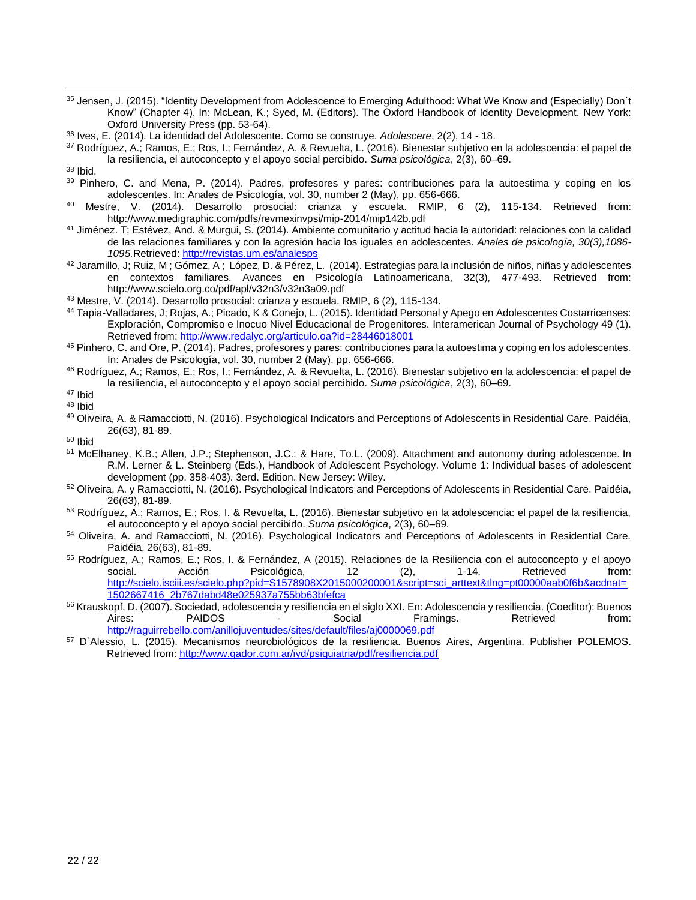[35] Jensen, J. (2015). "Identity Development from Adolescence to Emerging Adulthood: What We Know and (Especially) Don`t Know" (Chapter 4). In: McLean, K.; Syed, M. (Editors). The Oxford Handbook of Identity Development. New York: Oxford University Press (pp. 53-64).

[36] Ives, E. (2014). La identidad del Adolescente. Como se construye. *Adolescere*, 2(2), 14 - 18.

[37] Rodríguez, A.; Ramos, E.; Ros, I.; Fernández, A. & Revuelta, L. (2016). Bienestar subjetivo en la adolescencia: el papel de la resiliencia, el autoconcepto y el apoyo social percibido. *Suma psicológica*, 2(3), 60–69.

[38] Ibid.

[39] Pinhero, C. and Mena, P. (2014). Padres, profesores y pares: contribuciones para la autoestima y coping en los adolescentes. In: Anales de Psicología, vol. 30, number 2 (May), pp. 656-666.

[40] Mestre, V. (2014). Desarrollo prosocial: crianza y escuela. RMIP, 6 (2), 115-134. Retrieved from: http://www.medigraphic.com/pdfs/revmexinvpsi/mip-2014/mip142b.pdf

[41] Jiménez. T; Estévez, And. & Murgui, S. (2014). Ambiente comunitario y actitud hacia la autoridad: relaciones con la calidad de las relaciones familiares y con la agresión hacia los iguales en adolescentes. *Anales de psicología, 30(3),1086-1095.*Retrieved: http://revistas.um.es/analesps

[42] Jaramillo, J; Ruiz, M ; Gómez, A ; López, D. & Pérez, L. (2014). Estrategias para la inclusión de niños, niñas y adolescentes en contextos familiares. Avances en Psicología Latinoamericana, 32(3), 477-493. Retrieved from: http://www.scielo.org.co/pdf/apl/v32n3/v32n3a09.pdf

[43] Mestre, V. (2014). Desarrollo prosocial: crianza y escuela. RMIP, 6 (2), 115-134.

[44] Tapia-Valladares, J; Rojas, A.; Picado, K & Conejo, L. (2015). Identidad Personal y Apego en Adolescentes Costarricenses: Exploración, Compromiso e Inocuo Nivel Educacional de Progenitores. Interamerican Journal of Psychology 49 (1). Retrieved from: http://www.redalyc.org/articulo.oa?id=28446018001

[45] Pinhero, C. and Ore, P. (2014). Padres, profesores y pares: contribuciones para la autoestima y coping en los adolescentes. In: Anales de Psicología, vol. 30, number 2 (May), pp. 656-666.

[46] Rodríguez, A.; Ramos, E.; Ros, I.; Fernández, A. & Revuelta, L. (2016). Bienestar subjetivo en la adolescencia: el papel de la resiliencia, el autoconcepto y el apoyo social percibido. *Suma psicológica*, 2(3), 60–69.

[47] Ibid

[48] Ibid

[49] Oliveira, A. & Ramacciotti, N. (2016). Psychological Indicators and Perceptions of Adolescents in Residential Care. Paidéia, 26(63), 81-89.

[50] Ibid

[51] McElhaney, K.B.; Allen, J.P.; Stephenson, J.C.; & Hare, To.L. (2009). Attachment and autonomy during adolescence. In R.M. Lerner & L. Steinberg (Eds.), Handbook of Adolescent Psychology. Volume 1: Individual bases of adolescent development (pp. 358-403). 3erd. Edition. New Jersey: Wiley.

[52] Oliveira, A. y Ramacciotti, N. (2016). Psychological Indicators and Perceptions of Adolescents in Residential Care. Paidéia, 26(63), 81-89.

[53] Rodríguez, A.; Ramos, E.; Ros, I. & Revuelta, L. (2016). Bienestar subjetivo en la adolescencia: el papel de la resiliencia, el autoconcepto y el apoyo social percibido. *Suma psicológica*, 2(3), 60–69.

[54] Oliveira, A. and Ramacciotti, N. (2016). Psychological Indicators and Perceptions of Adolescents in Residential Care. Paidéia, 26(63), 81-89.

[55] Rodríguez, A.; Ramos, E.; Ros, I. & Fernández, A (2015). Relaciones de la Resiliencia con el autoconcepto y el apoyo social. Acción Psicológica, 12 (2), 1-14. Retrieved from: http://scielo.isciii.es/scielo.php?pid=S1578908X2015000200001&script=sci_arttext&tlng=pt00000aab0f6b&acdnat=1502667416_2b767dabd48e025937a755bb63bfefca

[56] Krauskopf, D. (2007). Sociedad, adolescencia y resiliencia en el siglo XXI. En: Adolescencia y resiliencia. (Coeditor): Buenos Aires: PAIDOS - Social Framings. Retrieved from: http://raguirrebello.com/anillojuventudes/sites/default/files/aj0000069.pdf

[57] D`Alessio, L. (2015). Mecanismos neurobiológicos de la resiliencia. Buenos Aires, Argentina. Publisher POLEMOS. Retrieved from: http://www.gador.com.ar/iyd/psiquiatria/pdf/resiliencia.pdf